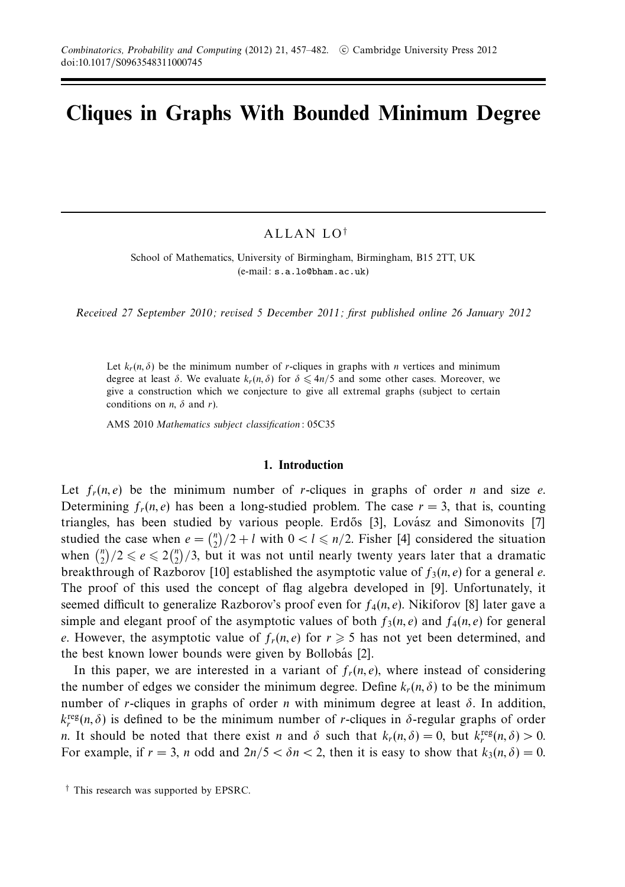# Cliques in Graphs With Bounded Minimum Degree

ALLAN LO[†]

School of Mathematics, University of Birmingham, Birmingham, B15 2TT, UK
(e-mail: s.a.lo@bham.ac.uk)

*Received 27 September 2010; revised 5 December 2011; first published online 26 January 2012*

Let $k_r(n, \delta)$ be the minimum number of $r$-cliques in graphs with $n$ vertices and minimum degree at least $\delta$. We evaluate $k_r(n, \delta)$ for $\delta \leqslant 4n/5$ and some other cases. Moreover, we give a construction which we conjecture to give all extremal graphs (subject to certain conditions on $n$, $\delta$ and $r$).

AMS 2010 *Mathematics subject classification*: 05C35

## 1. Introduction

Let $f_r(n, e)$ be the minimum number of $r$-cliques in graphs of order $n$ and size $e$. Determining $f_r(n, e)$ has been a long-studied problem. The case $r = 3$, that is, counting triangles, has been studied by various people. Erdős [3], Lovász and Simonovits [7] studied the case when $e = \binom{n}{2}/2 + l$ with $0 < l \leqslant n/2$. Fisher [4] considered the situation when $\binom{n}{2}/2 \leqslant e \leqslant 2\binom{n}{2}/3$, but it was not until nearly twenty years later that a dramatic breakthrough of Razborov [10] established the asymptotic value of $f_3(n, e)$ for a general $e$. The proof of this used the concept of flag algebra developed in [9]. Unfortunately, it seemed difficult to generalize Razborov's proof even for $f_4(n, e)$. Nikiforov [8] later gave a simple and elegant proof of the asymptotic values of both $f_3(n, e)$ and $f_4(n, e)$ for general $e$. However, the asymptotic value of $f_r(n, e)$ for $r \geqslant 5$ has not yet been determined, and the best known lower bounds were given by Bollobás [2].

In this paper, we are interested in a variant of $f_r(n, e)$, where instead of considering the number of edges we consider the minimum degree. Define $k_r(n, \delta)$ to be the minimum number of $r$-cliques in graphs of order $n$ with minimum degree at least $\delta$. In addition, $k_r^{\text{reg}}(n, \delta)$ is defined to be the minimum number of $r$-cliques in $\delta$-regular graphs of order $n$. It should be noted that there exist $n$ and $\delta$ such that $k_r(n, \delta) = 0$, but $k_r^{\text{reg}}(n, \delta) > 0$. For example, if $r = 3$, $n$ odd and $2n/5 < \delta n < 2$, then it is easy to show that $k_3(n, \delta) = 0$.

[†] This research was supported by EPSRC.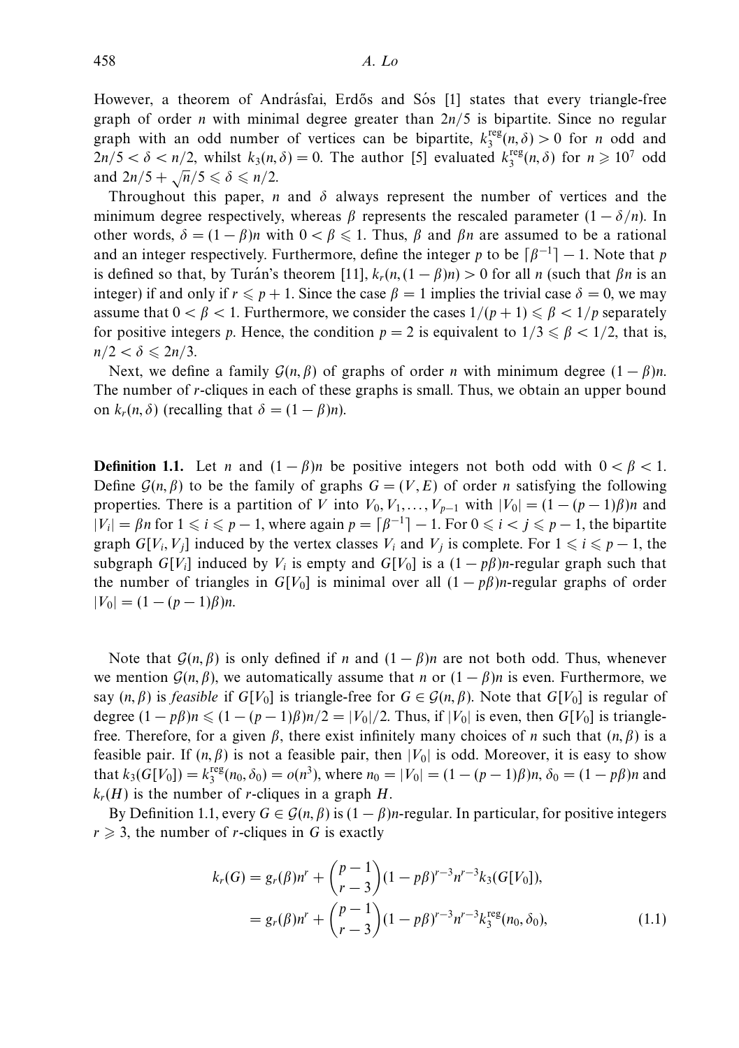However, a theorem of Andrásfai, Erdős and Sós [1] states that every triangle-free graph of order $n$ with minimal degree greater than $2n/5$ is bipartite. Since no regular graph with an odd number of vertices can be bipartite, $k_3^{\text{reg}}(n,\delta) > 0$ for $n$ odd and $2n/5 < \delta < n/2$, whilst $k_3(n,\delta) = 0$. The author [5] evaluated $k_3^{\text{reg}}(n,\delta)$ for $n \geqslant 10^7$ odd and $2n/5 + \sqrt{n}/5 \leqslant \delta \leqslant n/2$.

Throughout this paper, $n$ and $\delta$ always represent the number of vertices and the minimum degree respectively, whereas $\beta$ represents the rescaled parameter $(1 - \delta/n)$. In other words, $\delta = (1-\beta)n$ with $0 < \beta \leqslant 1$. Thus, $\beta$ and $\beta n$ are assumed to be a rational and an integer respectively. Furthermore, define the integer $p$ to be $\lceil \beta^{-1} \rceil - 1$. Note that $p$ is defined so that, by Turán's theorem [11], $k_r(n,(1-\beta)n) > 0$ for all $n$ (such that $\beta n$ is an integer) if and only if $r \leqslant p+1$. Since the case $\beta = 1$ implies the trivial case $\delta = 0$, we may assume that $0 < \beta < 1$. Furthermore, we consider the cases $1/(p+1) \leqslant \beta < 1/p$ separately for positive integers $p$. Hence, the condition $p = 2$ is equivalent to $1/3 \leqslant \beta < 1/2$, that is, $n/2 < \delta \leqslant 2n/3$.

Next, we define a family $\mathcal{G}(n,\beta)$ of graphs of order $n$ with minimum degree $(1-\beta)n$. The number of $r$-cliques in each of these graphs is small. Thus, we obtain an upper bound on $k_r(n,\delta)$ (recalling that $\delta = (1-\beta)n$).

**Definition 1.1.** Let $n$ and $(1-\beta)n$ be positive integers not both odd with $0 < \beta < 1$. Define $\mathcal{G}(n,\beta)$ to be the family of graphs $G = (V,E)$ of order $n$ satisfying the following properties. There is a partition of $V$ into $V_0, V_1, \ldots, V_{p-1}$ with $|V_0| = (1-(p-1)\beta)n$ and $|V_i| = \beta n$ for $1 \leqslant i \leqslant p-1$, where again $p = \lceil \beta^{-1} \rceil - 1$. For $0 \leqslant i < j \leqslant p-1$, the bipartite graph $G[V_i, V_j]$ induced by the vertex classes $V_i$ and $V_j$ is complete. For $1 \leqslant i \leqslant p-1$, the subgraph $G[V_i]$ induced by $V_i$ is empty and $G[V_0]$ is a $(1-p\beta)n$-regular graph such that the number of triangles in $G[V_0]$ is minimal over all $(1-p\beta)n$-regular graphs of order $|V_0| = (1-(p-1)\beta)n$.

Note that $\mathcal{G}(n,\beta)$ is only defined if $n$ and $(1-\beta)n$ are not both odd. Thus, whenever we mention $\mathcal{G}(n,\beta)$, we automatically assume that $n$ or $(1-\beta)n$ is even. Furthermore, we say $(n,\beta)$ is *feasible* if $G[V_0]$ is triangle-free for $G \in \mathcal{G}(n,\beta)$. Note that $G[V_0]$ is regular of degree $(1-p\beta)n \leqslant (1-(p-1)\beta)n/2 = |V_0|/2$. Thus, if $|V_0|$ is even, then $G[V_0]$ is triangle-free. Therefore, for a given $\beta$, there exist infinitely many choices of $n$ such that $(n,\beta)$ is a feasible pair. If $(n,\beta)$ is not a feasible pair, then $|V_0|$ is odd. Moreover, it is easy to show that $k_3(G[V_0]) = k_3^{\text{reg}}(n_0,\delta_0) = o(n^3)$, where $n_0 = |V_0| = (1-(p-1)\beta)n$, $\delta_0 = (1-p\beta)n$ and $k_r(H)$ is the number of $r$-cliques in a graph $H$.

By Definition 1.1, every $G \in \mathcal{G}(n,\beta)$ is $(1-\beta)n$-regular. In particular, for positive integers $r \geqslant 3$, the number of $r$-cliques in $G$ is exactly

$$
\begin{aligned}
k_r(G) &= g_r(\beta)n^r + \binom{p-1}{r-3}(1-p\beta)^{r-3}n^{r-3}k_3(G[V_0]), \\
&= g_r(\beta)n^r + \binom{p-1}{r-3}(1-p\beta)^{r-3}n^{r-3}k_3^{\text{reg}}(n_0,\delta_0), \qquad (1.1)
\end{aligned}
$$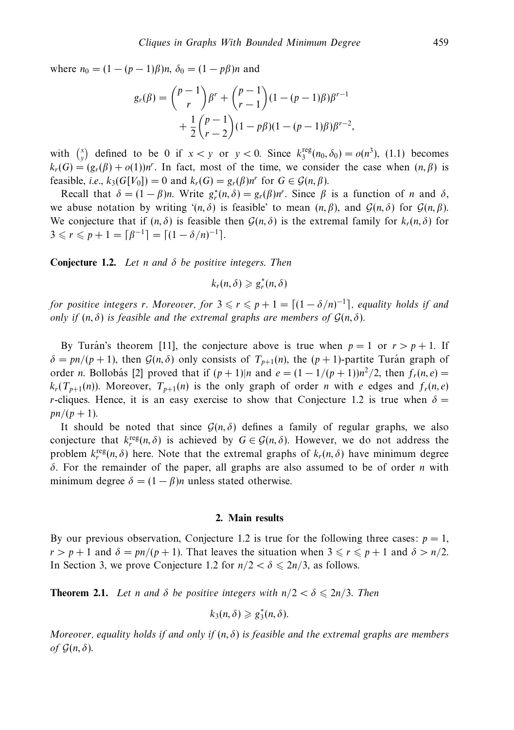where $n_0 = (1-(p-1)\beta)n$, $\delta_0 = (1-p\beta)n$ and

$$g_r(\beta) = \binom{p-1}{r}\beta^r + \binom{p-1}{r-1}(1-(p-1)\beta)\beta^{r-1} + \frac{1}{2}\binom{p-1}{r-2}(1-p\beta)(1-(p-1)\beta)\beta^{r-2},$$

with $\binom{x}{y}$ defined to be 0 if $x < y$ or $y < 0$. Since $k_3^{\mathrm{reg}}(n_0, \delta_0) = o(n^3)$, (1.1) becomes $k_r(G) = (g_r(\beta) + o(1))n^r$. In fact, most of the time, we consider the case when $(n, \beta)$ is feasible, *i.e.*, $k_3(G[V_0]) = 0$ and $k_r(G) = g_r(\beta)n^r$ for $G \in \mathcal{G}(n, \beta)$.

Recall that $\delta = (1-\beta)n$. Write $g_r^*(n, \delta) = g_r(\beta)n^r$. Since $\beta$ is a function of $n$ and $\delta$, we abuse notation by writing '$(n, \delta)$ is feasible' to mean $(n, \beta)$, and $\mathcal{G}(n, \delta)$ for $\mathcal{G}(n, \beta)$. We conjecture that if $(n, \delta)$ is feasible then $\mathcal{G}(n, \delta)$ is the extremal family for $k_r(n, \delta)$ for $3 \leqslant r \leqslant p+1 = \lceil \beta^{-1} \rceil = \lceil (1-\delta/n)^{-1} \rceil$.

**Conjecture 1.2.** *Let $n$ and $\delta$ be positive integers. Then*

$$k_r(n, \delta) \geqslant g_r^*(n, \delta)$$

*for positive integers $r$. Moreover, for $3 \leqslant r \leqslant p+1 = \lceil (1-\delta/n)^{-1} \rceil$, equality holds if and only if $(n, \delta)$ is feasible and the extremal graphs are members of $\mathcal{G}(n, \delta)$.*

By Turán's theorem [11], the conjecture above is true when $p = 1$ or $r > p+1$. If $\delta = pn/(p+1)$, then $\mathcal{G}(n, \delta)$ only consists of $T_{p+1}(n)$, the $(p+1)$-partite Turán graph of order $n$. Bollobás [2] proved that if $(p+1)|n$ and $e = (1-1/(p+1))n^2/2$, then $f_r(n, e) = k_r(T_{p+1}(n))$. Moreover, $T_{p+1}(n)$ is the only graph of order $n$ with $e$ edges and $f_r(n, e)$ $r$-cliques. Hence, it is an easy exercise to show that Conjecture 1.2 is true when $\delta = pn/(p+1)$.

It should be noted that since $\mathcal{G}(n, \delta)$ defines a family of regular graphs, we also conjecture that $k_r^{\mathrm{reg}}(n, \delta)$ is achieved by $G \in \mathcal{G}(n, \delta)$. However, we do not address the problem $k_r^{\mathrm{reg}}(n, \delta)$ here. Note that the extremal graphs of $k_r(n, \delta)$ have minimum degree $\delta$. For the remainder of the paper, all graphs are also assumed to be of order $n$ with minimum degree $\delta = (1-\beta)n$ unless stated otherwise.

## 2. Main results

By our previous observation, Conjecture 1.2 is true for the following three cases: $p = 1$, $r > p+1$ and $\delta = pn/(p+1)$. That leaves the situation when $3 \leqslant r \leqslant p+1$ and $\delta > n/2$. In Section 3, we prove Conjecture 1.2 for $n/2 < \delta \leqslant 2n/3$, as follows.

**Theorem 2.1.** *Let $n$ and $\delta$ be positive integers with $n/2 < \delta \leqslant 2n/3$. Then*

$$k_3(n, \delta) \geqslant g_3^*(n, \delta).$$

*Moreover, equality holds if and only if $(n, \delta)$ is feasible and the extremal graphs are members of $\mathcal{G}(n, \delta)$.*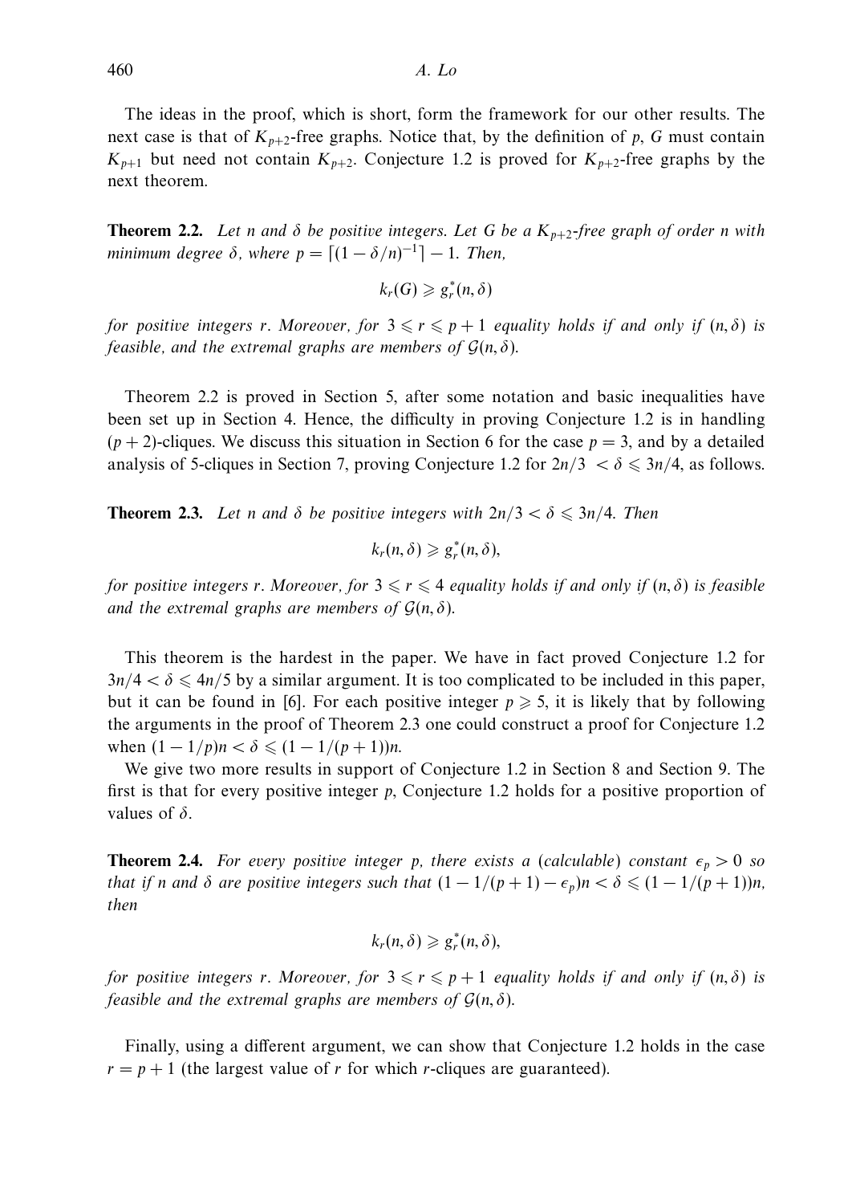The ideas in the proof, which is short, form the framework for our other results. The next case is that of $K_{p+2}$-free graphs. Notice that, by the definition of $p$, $G$ must contain $K_{p+1}$ but need not contain $K_{p+2}$. Conjecture 1.2 is proved for $K_{p+2}$-free graphs by the next theorem.

**Theorem 2.2.** *Let $n$ and $\delta$ be positive integers. Let $G$ be a $K_{p+2}$-free graph of order $n$ with minimum degree $\delta$, where $p = \lceil (1-\delta/n)^{-1} \rceil - 1$. Then,*

$$k_r(G) \geqslant g_r^*(n,\delta)$$

*for positive integers $r$. Moreover, for $3 \leqslant r \leqslant p+1$ equality holds if and only if $(n,\delta)$ is feasible, and the extremal graphs are members of $\mathcal{G}(n,\delta)$.*

Theorem 2.2 is proved in Section 5, after some notation and basic inequalities have been set up in Section 4. Hence, the difficulty in proving Conjecture 1.2 is in handling $(p+2)$-cliques. We discuss this situation in Section 6 for the case $p=3$, and by a detailed analysis of 5-cliques in Section 7, proving Conjecture 1.2 for $2n/3 < \delta \leqslant 3n/4$, as follows.

**Theorem 2.3.** *Let $n$ and $\delta$ be positive integers with $2n/3 < \delta \leqslant 3n/4$. Then*

$$k_r(n,\delta) \geqslant g_r^*(n,\delta),$$

*for positive integers $r$. Moreover, for $3 \leqslant r \leqslant 4$ equality holds if and only if $(n,\delta)$ is feasible and the extremal graphs are members of $\mathcal{G}(n,\delta)$.*

This theorem is the hardest in the paper. We have in fact proved Conjecture 1.2 for $3n/4 < \delta \leqslant 4n/5$ by a similar argument. It is too complicated to be included in this paper, but it can be found in [6]. For each positive integer $p \geqslant 5$, it is likely that by following the arguments in the proof of Theorem 2.3 one could construct a proof for Conjecture 1.2 when $(1-1/p)n < \delta \leqslant (1-1/(p+1))n$.

We give two more results in support of Conjecture 1.2 in Section 8 and Section 9. The first is that for every positive integer $p$, Conjecture 1.2 holds for a positive proportion of values of $\delta$.

**Theorem 2.4.** *For every positive integer $p$, there exists a (calculable) constant $\epsilon_p > 0$ so that if $n$ and $\delta$ are positive integers such that $(1-1/(p+1)-\epsilon_p)n < \delta \leqslant (1-1/(p+1))n$, then*

$$k_r(n,\delta) \geqslant g_r^*(n,\delta),$$

*for positive integers $r$. Moreover, for $3 \leqslant r \leqslant p+1$ equality holds if and only if $(n,\delta)$ is feasible and the extremal graphs are members of $\mathcal{G}(n,\delta)$.*

Finally, using a different argument, we can show that Conjecture 1.2 holds in the case $r = p+1$ (the largest value of $r$ for which $r$-cliques are guaranteed).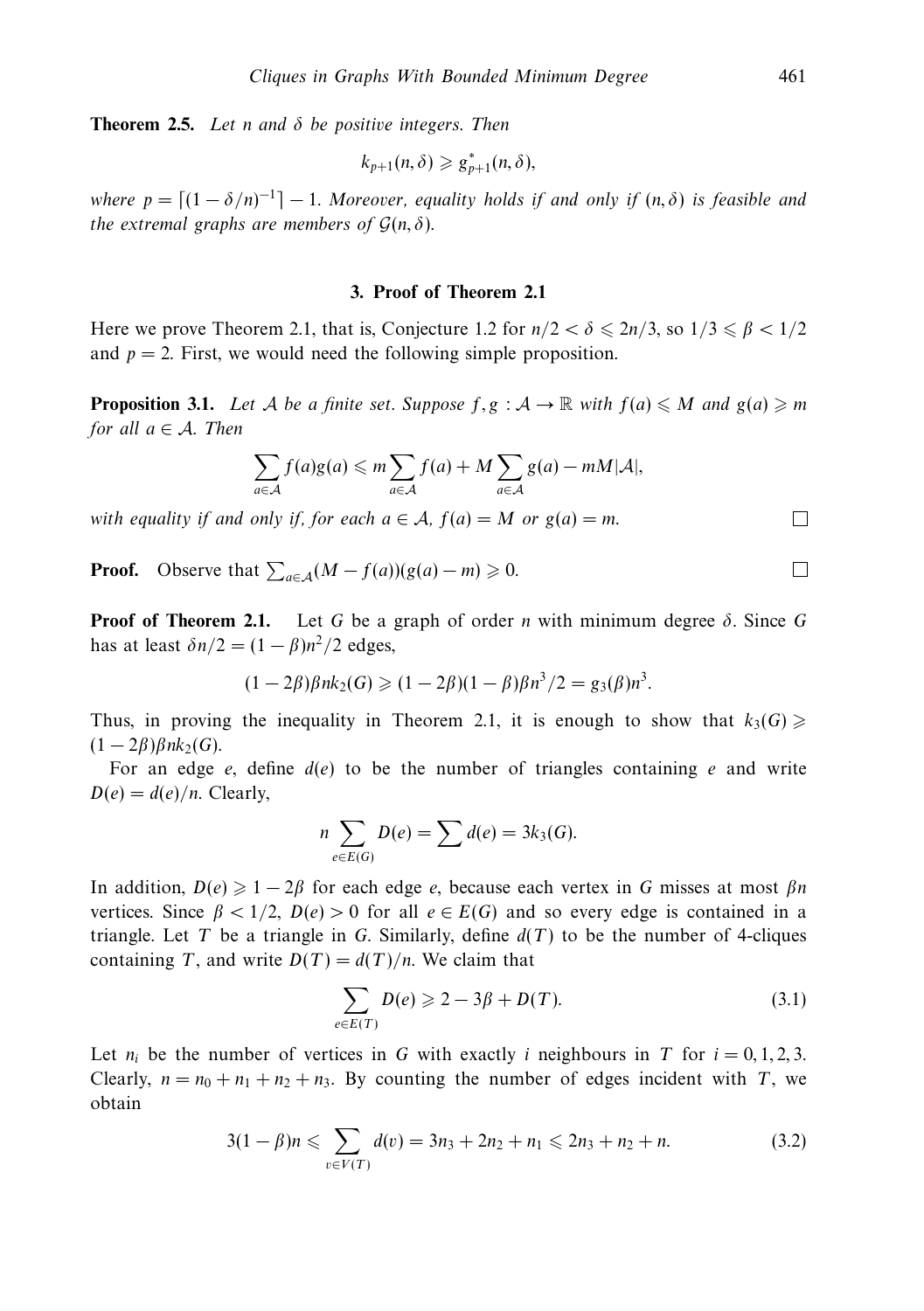**Theorem 2.5.** *Let $n$ and $\delta$ be positive integers. Then*

$$k_{p+1}(n, \delta) \geqslant g^*_{p+1}(n, \delta),$$

*where $p = \lceil (1 - \delta/n)^{-1} \rceil - 1$. Moreover, equality holds if and only if $(n, \delta)$ is feasible and the extremal graphs are members of $\mathcal{G}(n, \delta)$.*

## 3. Proof of Theorem 2.1

Here we prove Theorem 2.1, that is, Conjecture 1.2 for $n/2 < \delta \leqslant 2n/3$, so $1/3 \leqslant \beta < 1/2$ and $p = 2$. First, we would need the following simple proposition.

**Proposition 3.1.** *Let $\mathcal{A}$ be a finite set. Suppose $f, g : \mathcal{A} \to \mathbb{R}$ with $f(a) \leqslant M$ and $g(a) \geqslant m$ for all $a \in \mathcal{A}$. Then*

$$\sum_{a \in \mathcal{A}} f(a)g(a) \leqslant m \sum_{a \in \mathcal{A}} f(a) + M \sum_{a \in \mathcal{A}} g(a) - mM|\mathcal{A}|,$$

*with equality if and only if, for each $a \in \mathcal{A}$, $f(a) = M$ or $g(a) = m$.* □

**Proof.** Observe that $\sum_{a \in \mathcal{A}} (M - f(a))(g(a) - m) \geqslant 0$. □

**Proof of Theorem 2.1.** Let $G$ be a graph of order $n$ with minimum degree $\delta$. Since $G$ has at least $\delta n/2 = (1 - \beta)n^2/2$ edges,

$$(1 - 2\beta)\beta n k_2(G) \geqslant (1 - 2\beta)(1 - \beta)\beta n^3/2 = g_3(\beta)n^3.$$

Thus, in proving the inequality in Theorem 2.1, it is enough to show that $k_3(G) \geqslant (1 - 2\beta)\beta n k_2(G)$.

For an edge $e$, define $d(e)$ to be the number of triangles containing $e$ and write $D(e) = d(e)/n$. Clearly,

$$n \sum_{e \in E(G)} D(e) = \sum d(e) = 3k_3(G).$$

In addition, $D(e) \geqslant 1 - 2\beta$ for each edge $e$, because each vertex in $G$ misses at most $\beta n$ vertices. Since $\beta < 1/2$, $D(e) > 0$ for all $e \in E(G)$ and so every edge is contained in a triangle. Let $T$ be a triangle in $G$. Similarly, define $d(T)$ to be the number of 4-cliques containing $T$, and write $D(T) = d(T)/n$. We claim that

$$\sum_{e \in E(T)} D(e) \geqslant 2 - 3\beta + D(T). \tag{3.1}$$

Let $n_i$ be the number of vertices in $G$ with exactly $i$ neighbours in $T$ for $i = 0, 1, 2, 3$. Clearly, $n = n_0 + n_1 + n_2 + n_3$. By counting the number of edges incident with $T$, we obtain

$$3(1 - \beta)n \leqslant \sum_{v \in V(T)} d(v) = 3n_3 + 2n_2 + n_1 \leqslant 2n_3 + n_2 + n. \tag{3.2}$$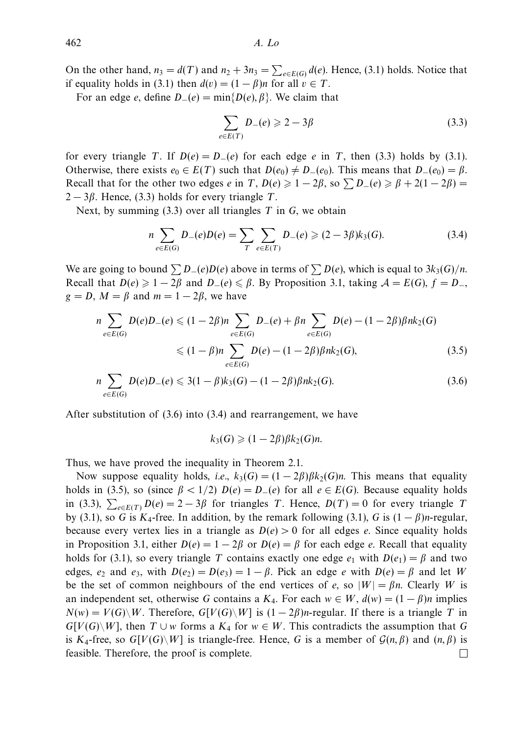On the other hand, $n_3 = d(T)$ and $n_2 + 3n_3 = \sum_{e \in E(G)} d(e)$. Hence, (3.1) holds. Notice that if equality holds in (3.1) then $d(v) = (1-\beta)n$ for all $v \in T$.

For an edge $e$, define $D_-(e) = \min\{D(e), \beta\}$. We claim that

$$\sum_{e \in E(T)} D_-(e) \geqslant 2 - 3\beta \tag{3.3}$$

for every triangle $T$. If $D(e) = D_-(e)$ for each edge $e$ in $T$, then (3.3) holds by (3.1). Otherwise, there exists $e_0 \in E(T)$ such that $D(e_0) \neq D_-(e_0)$. This means that $D_-(e_0) = \beta$. Recall that for the other two edges $e$ in $T$, $D(e) \geqslant 1 - 2\beta$, so $\sum D_-(e) \geqslant \beta + 2(1-2\beta) = 2 - 3\beta$. Hence, (3.3) holds for every triangle $T$.

Next, by summing (3.3) over all triangles $T$ in $G$, we obtain

$$n \sum_{e \in E(G)} D_-(e) D(e) = \sum_T \sum_{e \in E(T)} D_-(e) \geqslant (2 - 3\beta) k_3(G). \tag{3.4}$$

We are going to bound $\sum D_-(e)D(e)$ above in terms of $\sum D(e)$, which is equal to $3k_3(G)/n$. Recall that $D(e) \geqslant 1 - 2\beta$ and $D_-(e) \leqslant \beta$. By Proposition 3.1, taking $\mathcal{A} = E(G)$, $f = D_-$, $g = D$, $M = \beta$ and $m = 1 - 2\beta$, we have

$$\begin{aligned} n \sum_{e \in E(G)} D(e) D_-(e) &\leqslant (1-2\beta) n \sum_{e \in E(G)} D_-(e) + \beta n \sum_{e \in E(G)} D(e) - (1-2\beta)\beta n k_2(G) \\ &\leqslant (1-\beta) n \sum_{e \in E(G)} D(e) - (1-2\beta)\beta n k_2(G), \end{aligned} \tag{3.5}$$

$$n \sum_{e \in E(G)} D(e) D_-(e) \leqslant 3(1-\beta) k_3(G) - (1-2\beta)\beta n k_2(G). \tag{3.6}$$

After substitution of (3.6) into (3.4) and rearrangement, we have

$$k_3(G) \geqslant (1-2\beta)\beta k_2(G) n.$$

Thus, we have proved the inequality in Theorem 2.1.

Now suppose equality holds, *i.e.*, $k_3(G) = (1-2\beta)\beta k_2(G) n$. This means that equality holds in (3.5), so (since $\beta < 1/2$) $D(e) = D_-(e)$ for all $e \in E(G)$. Because equality holds in (3.3), $\sum_{e \in E(T)} D(e) = 2 - 3\beta$ for triangles $T$. Hence, $D(T) = 0$ for every triangle $T$ by (3.1), so $G$ is $K_4$-free. In addition, by the remark following (3.1), $G$ is $(1-\beta)n$-regular, because every vertex lies in a triangle as $D(e) > 0$ for all edges $e$. Since equality holds in Proposition 3.1, either $D(e) = 1 - 2\beta$ or $D(e) = \beta$ for each edge $e$. Recall that equality holds for (3.1), so every triangle $T$ contains exactly one edge $e_1$ with $D(e_1) = \beta$ and two edges, $e_2$ and $e_3$, with $D(e_2) = D(e_3) = 1 - \beta$. Pick an edge $e$ with $D(e) = \beta$ and let $W$ be the set of common neighbours of the end vertices of $e$, so $|W| = \beta n$. Clearly $W$ is an independent set, otherwise $G$ contains a $K_4$. For each $w \in W$, $d(w) = (1-\beta)n$ implies $N(w) = V(G) \backslash W$. Therefore, $G[V(G) \backslash W]$ is $(1-2\beta)n$-regular. If there is a triangle $T$ in $G[V(G) \backslash W]$, then $T \cup w$ forms a $K_4$ for $w \in W$. This contradicts the assumption that $G$ is $K_4$-free, so $G[V(G) \backslash W]$ is triangle-free. Hence, $G$ is a member of $\mathcal{G}(n, \beta)$ and $(n, \beta)$ is feasible. Therefore, the proof is complete. □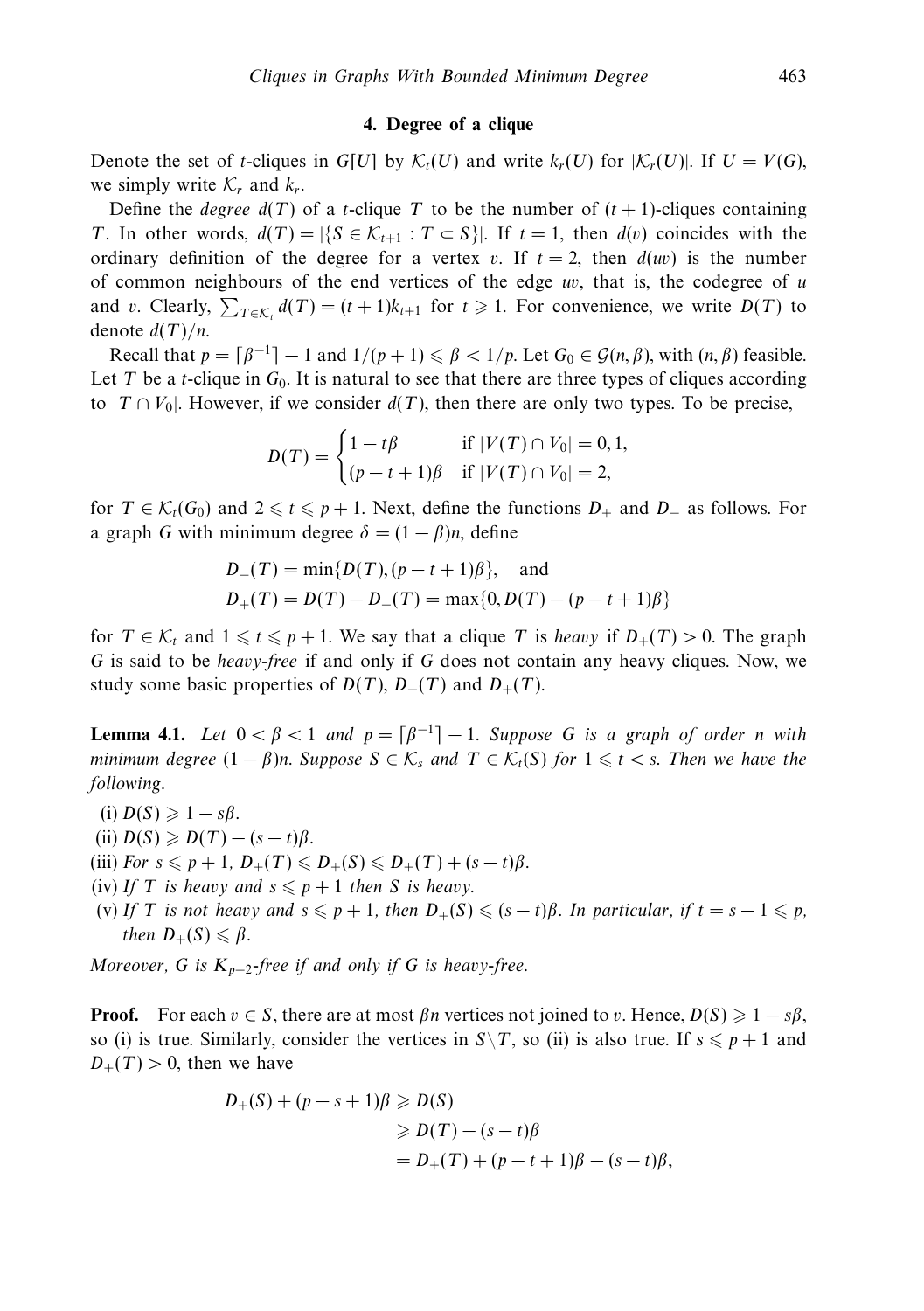## 4. Degree of a clique

Denote the set of $t$-cliques in $G[U]$ by $\mathcal{K}_t(U)$ and write $k_r(U)$ for $|\mathcal{K}_r(U)|$. If $U = V(G)$, we simply write $\mathcal{K}_r$ and $k_r$.

Define the *degree* $d(T)$ of a $t$-clique $T$ to be the number of $(t+1)$-cliques containing $T$. In other words, $d(T) = |\{S \in \mathcal{K}_{t+1} : T \subset S\}|$. If $t = 1$, then $d(v)$ coincides with the ordinary definition of the degree for a vertex $v$. If $t = 2$, then $d(uv)$ is the number of common neighbours of the end vertices of the edge $uv$, that is, the codegree of $u$ and $v$. Clearly, $\sum_{T \in \mathcal{K}_t} d(T) = (t+1)k_{t+1}$ for $t \geqslant 1$. For convenience, we write $D(T)$ to denote $d(T)/n$.

Recall that $p = \lceil \beta^{-1} \rceil - 1$ and $1/(p+1) \leqslant \beta < 1/p$. Let $G_0 \in \mathcal{G}(n, \beta)$, with $(n, \beta)$ feasible. Let $T$ be a $t$-clique in $G_0$. It is natural to see that there are three types of cliques according to $|T \cap V_0|$. However, if we consider $d(T)$, then there are only two types. To be precise,

$$D(T) = \begin{cases} 1 - t\beta & \text{if } |V(T) \cap V_0| = 0, 1, \\ (p - t + 1)\beta & \text{if } |V(T) \cap V_0| = 2, \end{cases}$$

for $T \in \mathcal{K}_t(G_0)$ and $2 \leqslant t \leqslant p+1$. Next, define the functions $D_+$ and $D_-$ as follows. For a graph $G$ with minimum degree $\delta = (1-\beta)n$, define

$$\begin{aligned} D_-(T) &= \min\{D(T), (p - t + 1)\beta\}, \quad \text{and} \\ D_+(T) &= D(T) - D_-(T) = \max\{0, D(T) - (p - t + 1)\beta\} \end{aligned}$$

for $T \in \mathcal{K}_t$ and $1 \leqslant t \leqslant p+1$. We say that a clique $T$ is *heavy* if $D_+(T) > 0$. The graph $G$ is said to be *heavy-free* if and only if $G$ does not contain any heavy cliques. Now, we study some basic properties of $D(T)$, $D_-(T)$ and $D_+(T)$.

**Lemma 4.1.** *Let $0 < \beta < 1$ and $p = \lceil \beta^{-1} \rceil - 1$. Suppose $G$ is a graph of order $n$ with minimum degree $(1-\beta)n$. Suppose $S \in \mathcal{K}_s$ and $T \in \mathcal{K}_t(S)$ for $1 \leqslant t < s$. Then we have the following.*

- (i) $D(S) \geqslant 1 - s\beta$.
- (ii) $D(S) \geqslant D(T) - (s-t)\beta$.
- (iii) *For $s \leqslant p+1$, $D_+(T) \leqslant D_+(S) \leqslant D_+(T) + (s-t)\beta$.*
- (iv) *If $T$ is heavy and $s \leqslant p+1$ then $S$ is heavy.*
- (v) *If $T$ is not heavy and $s \leqslant p+1$, then $D_+(S) \leqslant (s-t)\beta$. In particular, if $t = s-1 \leqslant p$, then $D_+(S) \leqslant \beta$.*

*Moreover, $G$ is $K_{p+2}$-free if and only if $G$ is heavy-free.*

**Proof.** For each $v \in S$, there are at most $\beta n$ vertices not joined to $v$. Hence, $D(S) \geqslant 1 - s\beta$, so (i) is true. Similarly, consider the vertices in $S \backslash T$, so (ii) is also true. If $s \leqslant p+1$ and $D_+(T) > 0$, then we have

$$\begin{aligned} D_+(S) + (p - s + 1)\beta &\geqslant D(S) \\ &\geqslant D(T) - (s-t)\beta \\ &= D_+(T) + (p - t + 1)\beta - (s-t)\beta, \end{aligned}$$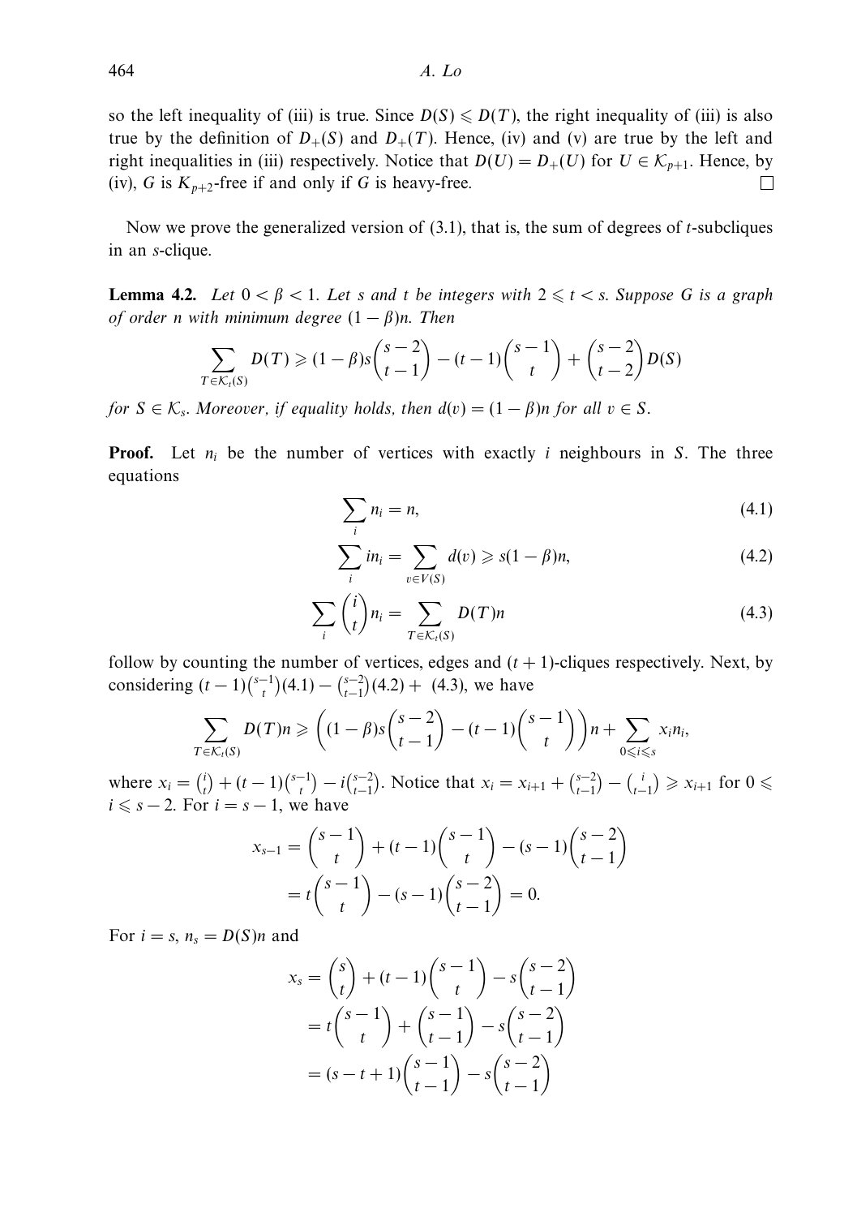so the left inequality of (iii) is true. Since $D(S) \leqslant D(T)$, the right inequality of (iii) is also true by the definition of $D_+(S)$ and $D_+(T)$. Hence, (iv) and (v) are true by the left and right inequalities in (iii) respectively. Notice that $D(U) = D_+(U)$ for $U \in \mathcal{K}_{p+1}$. Hence, by (iv), $G$ is $K_{p+2}$-free if and only if $G$ is heavy-free. $\square$

Now we prove the generalized version of (3.1), that is, the sum of degrees of $t$-subcliques in an $s$-clique.

**Lemma 4.2.** *Let $0 < \beta < 1$. Let $s$ and $t$ be integers with $2 \leqslant t < s$. Suppose $G$ is a graph of order $n$ with minimum degree $(1-\beta)n$. Then*

$$\sum_{T \in \mathcal{K}_t(S)} D(T) \geqslant (1-\beta)s\binom{s-2}{t-1} - (t-1)\binom{s-1}{t} + \binom{s-2}{t-2}D(S)$$

*for $S \in \mathcal{K}_s$. Moreover, if equality holds, then $d(v) = (1-\beta)n$ for all $v \in S$.*

**Proof.** Let $n_i$ be the number of vertices with exactly $i$ neighbours in $S$. The three equations

$$\sum_i n_i = n, \tag{4.1}$$

$$\sum_i i n_i = \sum_{v \in V(S)} d(v) \geqslant s(1-\beta)n, \tag{4.2}$$

$$\sum_i \binom{i}{t} n_i = \sum_{T \in \mathcal{K}_t(S)} D(T)n \tag{4.3}$$

follow by counting the number of vertices, edges and $(t+1)$-cliques respectively. Next, by considering $(t-1)\binom{s-1}{t}(4.1) - \binom{s-2}{t-1}(4.2) +$ (4.3), we have

$$\sum_{T \in \mathcal{K}_t(S)} D(T)n \geqslant \left((1-\beta)s\binom{s-2}{t-1} - (t-1)\binom{s-1}{t}\right)n + \sum_{0 \leqslant i \leqslant s} x_i n_i,$$

where $x_i = \binom{i}{t} + (t-1)\binom{s-1}{t} - i\binom{s-2}{t-1}$. Notice that $x_i = x_{i+1} + \binom{s-2}{t-1} - \binom{i}{t-1} \geqslant x_{i+1}$ for $0 \leqslant i \leqslant s-2$. For $i = s-1$, we have

$$\begin{aligned} x_{s-1} &= \binom{s-1}{t} + (t-1)\binom{s-1}{t} - (s-1)\binom{s-2}{t-1} \\ &= t\binom{s-1}{t} - (s-1)\binom{s-2}{t-1} = 0. \end{aligned}$$

For $i = s$, $n_s = D(S)n$ and

$$\begin{aligned} x_s &= \binom{s}{t} + (t-1)\binom{s-1}{t} - s\binom{s-2}{t-1} \\ &= t\binom{s-1}{t} + \binom{s-1}{t-1} - s\binom{s-2}{t-1} \\ &= (s-t+1)\binom{s-1}{t-1} - s\binom{s-2}{t-1} \end{aligned}$$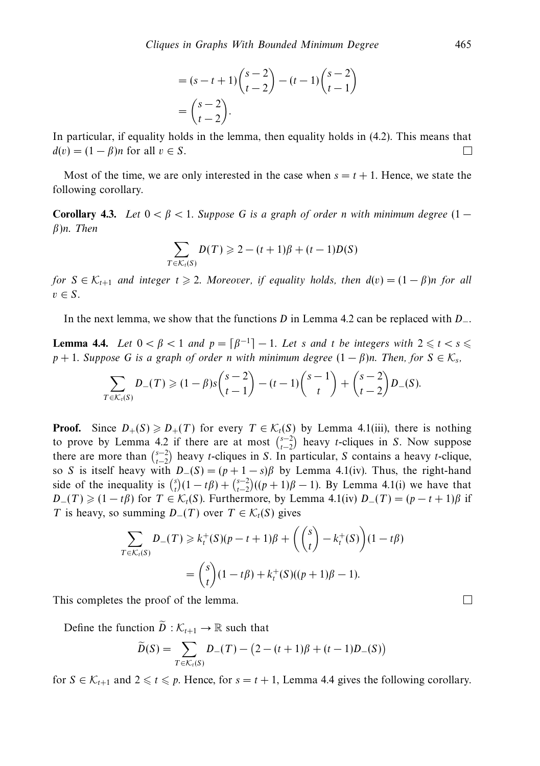$$= (s-t+1)\binom{s-2}{t-2} - (t-1)\binom{s-2}{t-1}$$
$$= \binom{s-2}{t-2}.$$

In particular, if equality holds in the lemma, then equality holds in (4.2). This means that $d(v) = (1-\beta)n$ for all $v \in S$. □

Most of the time, we are only interested in the case when $s = t+1$. Hence, we state the following corollary.

**Corollary 4.3.** *Let $0 < \beta < 1$. Suppose $G$ is a graph of order $n$ with minimum degree $(1-\beta)n$. Then*

$$\sum_{T \in \mathcal{K}_t(S)} D(T) \geqslant 2 - (t+1)\beta + (t-1)D(S)$$

*for $S \in \mathcal{K}_{t+1}$ and integer $t \geqslant 2$. Moreover, if equality holds, then $d(v) = (1-\beta)n$ for all $v \in S$.*

In the next lemma, we show that the functions $D$ in Lemma 4.2 can be replaced with $D_-$.

**Lemma 4.4.** *Let $0 < \beta < 1$ and $p = \lceil \beta^{-1} \rceil - 1$. Let $s$ and $t$ be integers with $2 \leqslant t < s \leqslant p+1$. Suppose $G$ is a graph of order $n$ with minimum degree $(1-\beta)n$. Then, for $S \in \mathcal{K}_s$,*

$$\sum_{T \in \mathcal{K}_t(S)} D_-(T) \geqslant (1-\beta)s\binom{s-2}{t-1} - (t-1)\binom{s-1}{t} + \binom{s-2}{t-2} D_-(S).$$

**Proof.** Since $D_+(S) \geqslant D_+(T)$ for every $T \in \mathcal{K}_t(S)$ by Lemma 4.1(iii), there is nothing to prove by Lemma 4.2 if there are at most $\binom{s-2}{t-2}$ heavy $t$-cliques in $S$. Now suppose there are more than $\binom{s-2}{t-2}$ heavy $t$-cliques in $S$. In particular, $S$ contains a heavy $t$-clique, so $S$ is itself heavy with $D_-(S) = (p+1-s)\beta$ by Lemma 4.1(iv). Thus, the right-hand side of the inequality is $\binom{s}{t}(1-t\beta) + \binom{s-2}{t-2}((p+1)\beta - 1)$. By Lemma 4.1(i) we have that $D_-(T) \geqslant (1-t\beta)$ for $T \in \mathcal{K}_t(S)$. Furthermore, by Lemma 4.1(iv) $D_-(T) = (p-t+1)\beta$ if $T$ is heavy, so summing $D_-(T)$ over $T \in \mathcal{K}_t(S)$ gives

$$\sum_{T \in \mathcal{K}_t(S)} D_-(T) \geqslant k_t^+(S)(p-t+1)\beta + \left(\binom{s}{t} - k_t^+(S)\right)(1-t\beta)$$
$$= \binom{s}{t}(1-t\beta) + k_t^+(S)((p+1)\beta - 1).$$

This completes the proof of the lemma. □

Define the function $\widetilde{D} : \mathcal{K}_{t+1} \to \mathbb{R}$ such that

$$\widetilde{D}(S) = \sum_{T \in \mathcal{K}_t(S)} D_-(T) - \big(2 - (t+1)\beta + (t-1)D_-(S)\big)$$

for $S \in \mathcal{K}_{t+1}$ and $2 \leqslant t \leqslant p$. Hence, for $s = t+1$, Lemma 4.4 gives the following corollary.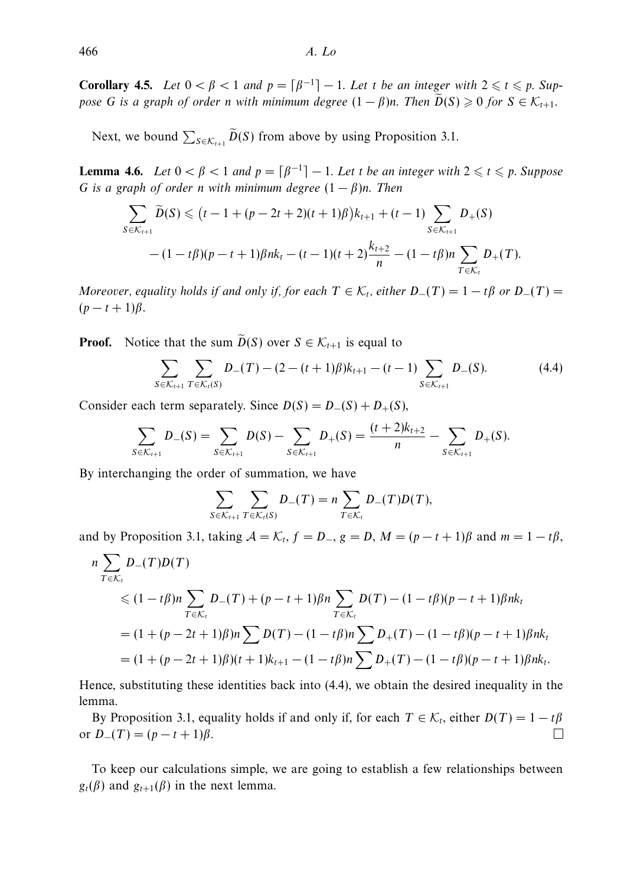**Corollary 4.5.** *Let $0 < \beta < 1$ and $p = \lceil \beta^{-1} \rceil - 1$. Let $t$ be an integer with $2 \leqslant t \leqslant p$. Suppose $G$ is a graph of order $n$ with minimum degree $(1-\beta)n$. Then $\widetilde{D}(S) \geqslant 0$ for $S \in \mathcal{K}_{t+1}$.*

Next, we bound $\sum_{S \in \mathcal{K}_{t+1}} \widetilde{D}(S)$ from above by using Proposition 3.1.

**Lemma 4.6.** *Let $0 < \beta < 1$ and $p = \lceil \beta^{-1} \rceil - 1$. Let $t$ be an integer with $2 \leqslant t \leqslant p$. Suppose $G$ is a graph of order $n$ with minimum degree $(1-\beta)n$. Then*

$$\sum_{S \in \mathcal{K}_{t+1}} \widetilde{D}(S) \leqslant \big(t - 1 + (p - 2t + 2)(t+1)\beta\big)k_{t+1} + (t-1) \sum_{S \in \mathcal{K}_{t+1}} D_+(S)$$
$$- (1 - t\beta)(p - t + 1)\beta n k_t - (t-1)(t+2)\frac{k_{t+2}}{n} - (1 - t\beta)n \sum_{T \in \mathcal{K}_t} D_+(T).$$

*Moreover, equality holds if and only if, for each $T \in \mathcal{K}_t$, either $D_-(T) = 1 - t\beta$ or $D_-(T) = (p - t + 1)\beta$.*

**Proof.** Notice that the sum $\widetilde{D}(S)$ over $S \in \mathcal{K}_{t+1}$ is equal to

$$\sum_{S \in \mathcal{K}_{t+1}} \sum_{T \in \mathcal{K}_t(S)} D_-(T) - (2 - (t+1)\beta)k_{t+1} - (t-1) \sum_{S \in \mathcal{K}_{t+1}} D_-(S). \tag{4.4}$$

Consider each term separately. Since $D(S) = D_-(S) + D_+(S)$,

$$\sum_{S \in \mathcal{K}_{t+1}} D_-(S) = \sum_{S \in \mathcal{K}_{t+1}} D(S) - \sum_{S \in \mathcal{K}_{t+1}} D_+(S) = \frac{(t+2)k_{t+2}}{n} - \sum_{S \in \mathcal{K}_{t+1}} D_+(S).$$

By interchanging the order of summation, we have

$$\sum_{S \in \mathcal{K}_{t+1}} \sum_{T \in \mathcal{K}_t(S)} D_-(T) = n \sum_{T \in \mathcal{K}_t} D_-(T) D(T),$$

and by Proposition 3.1, taking $\mathcal{A} = \mathcal{K}_t$, $f = D_-$, $g = D$, $M = (p - t + 1)\beta$ and $m = 1 - t\beta$,

$$\begin{aligned}
n &\sum_{T \in \mathcal{K}_t} D_-(T)D(T) \\
&\leqslant (1 - t\beta)n \sum_{T \in \mathcal{K}_t} D_-(T) + (p - t + 1)\beta n \sum_{T \in \mathcal{K}_t} D(T) - (1 - t\beta)(p - t + 1)\beta n k_t \\
&= (1 + (p - 2t + 1)\beta)n \sum D(T) - (1 - t\beta)n \sum D_+(T) - (1 - t\beta)(p - t + 1)\beta n k_t \\
&= (1 + (p - 2t + 1)\beta)(t+1)k_{t+1} - (1 - t\beta)n \sum D_+(T) - (1 - t\beta)(p - t + 1)\beta n k_t.
\end{aligned}$$

Hence, substituting these identities back into (4.4), we obtain the desired inequality in the lemma.

By Proposition 3.1, equality holds if and only if, for each $T \in \mathcal{K}_t$, either $D(T) = 1 - t\beta$ or $D_-(T) = (p - t + 1)\beta$. $\square$

To keep our calculations simple, we are going to establish a few relationships between $g_t(\beta)$ and $g_{t+1}(\beta)$ in the next lemma.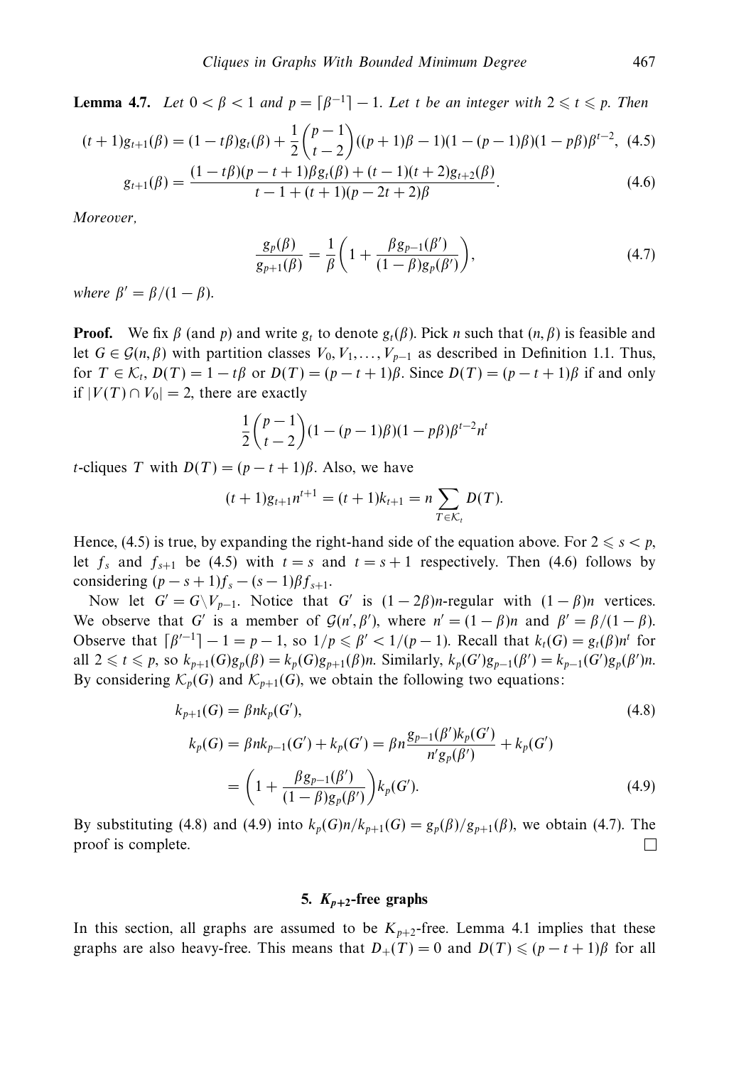**Lemma 4.7.** *Let $0 < \beta < 1$ and $p = \lceil \beta^{-1} \rceil - 1$. Let $t$ be an integer with $2 \leqslant t \leqslant p$. Then*

$$(t+1)g_{t+1}(\beta) = (1-t\beta)g_t(\beta) + \frac{1}{2}\binom{p-1}{t-2}((p+1)\beta - 1)(1-(p-1)\beta)(1-p\beta)\beta^{t-2}, \quad (4.5)$$

$$g_{t+1}(\beta) = \frac{(1-t\beta)(p-t+1)\beta g_t(\beta) + (t-1)(t+2)g_{t+2}(\beta)}{t-1+(t+1)(p-2t+2)\beta}. \quad (4.6)$$

*Moreover,*

$$\frac{g_p(\beta)}{g_{p+1}(\beta)} = \frac{1}{\beta}\left(1 + \frac{\beta g_{p-1}(\beta')}{(1-\beta)g_p(\beta')}\right), \quad (4.7)$$

*where $\beta' = \beta/(1-\beta)$.*

**Proof.** We fix $\beta$ (and $p$) and write $g_t$ to denote $g_t(\beta)$. Pick $n$ such that $(n, \beta)$ is feasible and let $G \in \mathcal{G}(n, \beta)$ with partition classes $V_0, V_1, \ldots, V_{p-1}$ as described in Definition 1.1. Thus, for $T \in \mathcal{K}_t$, $D(T) = 1 - t\beta$ or $D(T) = (p-t+1)\beta$. Since $D(T) = (p-t+1)\beta$ if and only if $|V(T) \cap V_0| = 2$, there are exactly

$$\frac{1}{2}\binom{p-1}{t-2}(1-(p-1)\beta)(1-p\beta)\beta^{t-2}n^t$$

$t$-cliques $T$ with $D(T) = (p-t+1)\beta$. Also, we have

$$(t+1)g_{t+1}n^{t+1} = (t+1)k_{t+1} = n\sum_{T \in \mathcal{K}_t} D(T).$$

Hence, (4.5) is true, by expanding the right-hand side of the equation above. For $2 \leqslant s < p$, let $f_s$ and $f_{s+1}$ be (4.5) with $t = s$ and $t = s+1$ respectively. Then (4.6) follows by considering $(p-s+1)f_s - (s-1)\beta f_{s+1}$.

Now let $G' = G \backslash V_{p-1}$. Notice that $G'$ is $(1-2\beta)n$-regular with $(1-\beta)n$ vertices. We observe that $G'$ is a member of $\mathcal{G}(n', \beta')$, where $n' = (1-\beta)n$ and $\beta' = \beta/(1-\beta)$. Observe that $\lceil \beta'^{-1} \rceil - 1 = p - 1$, so $1/p \leqslant \beta' < 1/(p-1)$. Recall that $k_t(G) = g_t(\beta)n^t$ for all $2 \leqslant t \leqslant p$, so $k_{p+1}(G)g_p(\beta) = k_p(G)g_{p+1}(\beta)n$. Similarly, $k_p(G')g_{p-1}(\beta') = k_{p-1}(G')g_p(\beta')n$. By considering $\mathcal{K}_p(G)$ and $\mathcal{K}_{p+1}(G)$, we obtain the following two equations:

$$k_{p+1}(G) = \beta n k_p(G'), \quad (4.8)$$

$$k_p(G) = \beta n k_{p-1}(G') + k_p(G') = \beta n \frac{g_{p-1}(\beta')k_p(G')}{n' g_p(\beta')} + k_p(G')$$

$$= \left(1 + \frac{\beta g_{p-1}(\beta')}{(1-\beta)g_p(\beta')}\right)k_p(G'). \quad (4.9)$$

By substituting (4.8) and (4.9) into $k_p(G)n/k_{p+1}(G) = g_p(\beta)/g_{p+1}(\beta)$, we obtain (4.7). The proof is complete. $\square$

## 5. $K_{p+2}$-free graphs

In this section, all graphs are assumed to be $K_{p+2}$-free. Lemma 4.1 implies that these graphs are also heavy-free. This means that $D_+(T) = 0$ and $D(T) \leqslant (p-t+1)\beta$ for all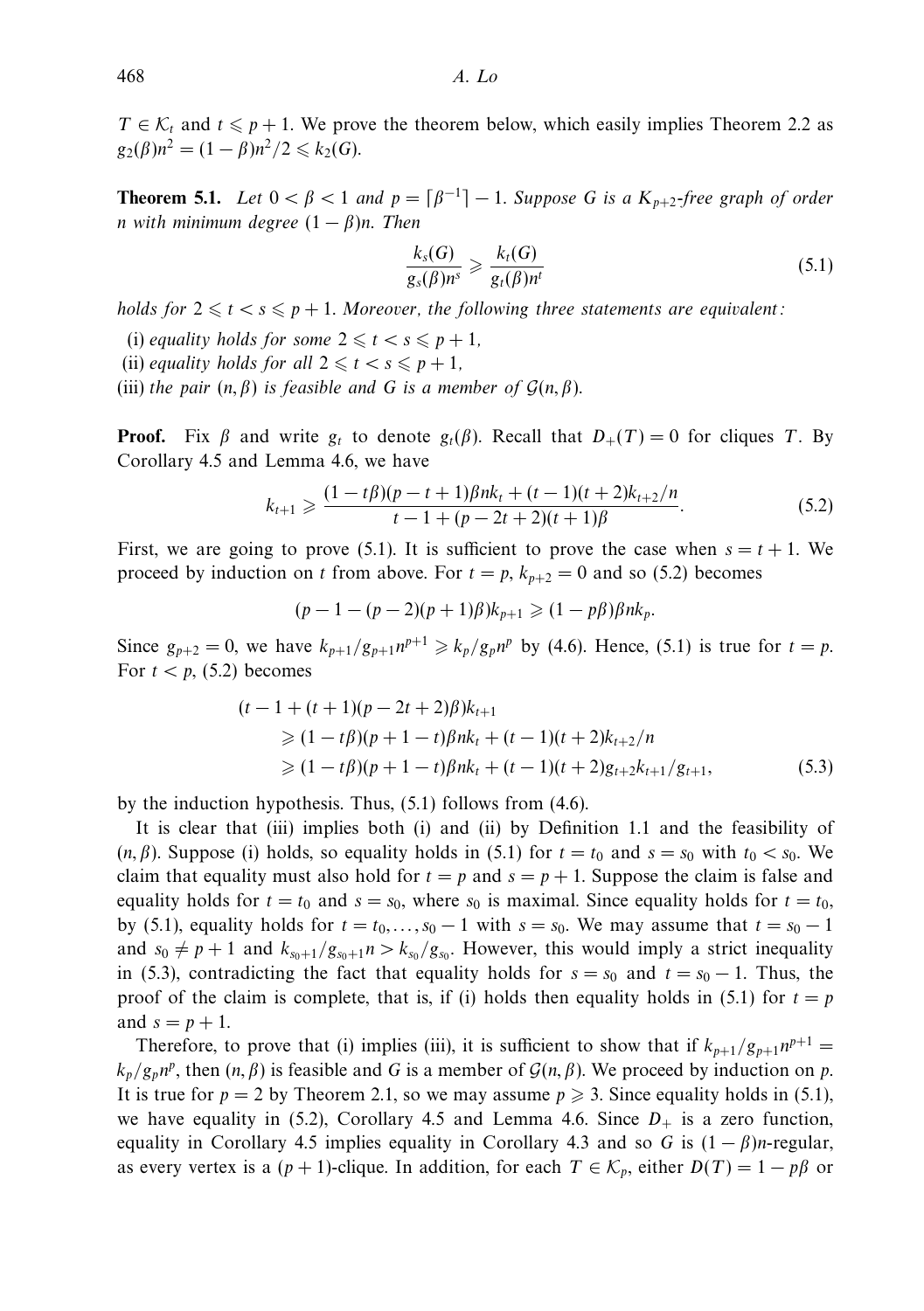$T \in \mathcal{K}_t$ and $t \leqslant p+1$. We prove the theorem below, which easily implies Theorem 2.2 as $g_2(\beta)n^2 = (1-\beta)n^2/2 \leqslant k_2(G)$.

**Theorem 5.1.** *Let $0 < \beta < 1$ and $p = \lceil \beta^{-1} \rceil - 1$. Suppose $G$ is a $K_{p+2}$-free graph of order $n$ with minimum degree $(1-\beta)n$. Then*

$$\frac{k_s(G)}{g_s(\beta)n^s} \geqslant \frac{k_t(G)}{g_t(\beta)n^t} \tag{5.1}$$

*holds for $2 \leqslant t < s \leqslant p+1$. Moreover, the following three statements are equivalent:*

(i) *equality holds for some $2 \leqslant t < s \leqslant p+1$,*
(ii) *equality holds for all $2 \leqslant t < s \leqslant p+1$,*
(iii) *the pair $(n, \beta)$ is feasible and $G$ is a member of $\mathcal{G}(n, \beta)$.*

**Proof.** Fix $\beta$ and write $g_t$ to denote $g_t(\beta)$. Recall that $D_+(T) = 0$ for cliques $T$. By Corollary 4.5 and Lemma 4.6, we have

$$k_{t+1} \geqslant \frac{(1-t\beta)(p-t+1)\beta n k_t + (t-1)(t+2)k_{t+2}/n}{t-1+(p-2t+2)(t+1)\beta}. \tag{5.2}$$

First, we are going to prove (5.1). It is sufficient to prove the case when $s = t+1$. We proceed by induction on $t$ from above. For $t = p$, $k_{p+2} = 0$ and so (5.2) becomes

$$(p-1-(p-2)(p+1)\beta)k_{p+1} \geqslant (1-p\beta)\beta n k_p.$$

Since $g_{p+2} = 0$, we have $k_{p+1}/g_{p+1}n^{p+1} \geqslant k_p/g_p n^p$ by (4.6). Hence, (5.1) is true for $t = p$. For $t < p$, (5.2) becomes

$$\begin{aligned}
(t-1+(t+1)(p-2t+2)\beta)k_{t+1} &\\
\geqslant (1-t\beta)(p+1-t)\beta n k_t + (t-1)(t+2)k_{t+2}/n &\\
\geqslant (1-t\beta)(p+1-t)\beta n k_t + (t-1)(t+2)g_{t+2}k_{t+1}/g_{t+1}, &
\end{aligned} \tag{5.3}$$

by the induction hypothesis. Thus, (5.1) follows from (4.6).

It is clear that (iii) implies both (i) and (ii) by Definition 1.1 and the feasibility of $(n, \beta)$. Suppose (i) holds, so equality holds in (5.1) for $t = t_0$ and $s = s_0$ with $t_0 < s_0$. We claim that equality must also hold for $t = p$ and $s = p+1$. Suppose the claim is false and equality holds for $t = t_0$ and $s = s_0$, where $s_0$ is maximal. Since equality holds for $t = t_0$, by (5.1), equality holds for $t = t_0, \ldots, s_0 - 1$ with $s = s_0$. We may assume that $t = s_0 - 1$ and $s_0 \neq p+1$ and $k_{s_0+1}/g_{s_0+1}n > k_{s_0}/g_{s_0}$. However, this would imply a strict inequality in (5.3), contradicting the fact that equality holds for $s = s_0$ and $t = s_0 - 1$. Thus, the proof of the claim is complete, that is, if (i) holds then equality holds in (5.1) for $t = p$ and $s = p+1$.

Therefore, to prove that (i) implies (iii), it is sufficient to show that if $k_{p+1}/g_{p+1}n^{p+1} = k_p/g_p n^p$, then $(n, \beta)$ is feasible and $G$ is a member of $\mathcal{G}(n, \beta)$. We proceed by induction on $p$. It is true for $p = 2$ by Theorem 2.1, so we may assume $p \geqslant 3$. Since equality holds in (5.1), we have equality in (5.2), Corollary 4.5 and Lemma 4.6. Since $D_+$ is a zero function, equality in Corollary 4.5 implies equality in Corollary 4.3 and so $G$ is $(1-\beta)n$-regular, as every vertex is a $(p+1)$-clique. In addition, for each $T \in \mathcal{K}_p$, either $D(T) = 1 - p\beta$ or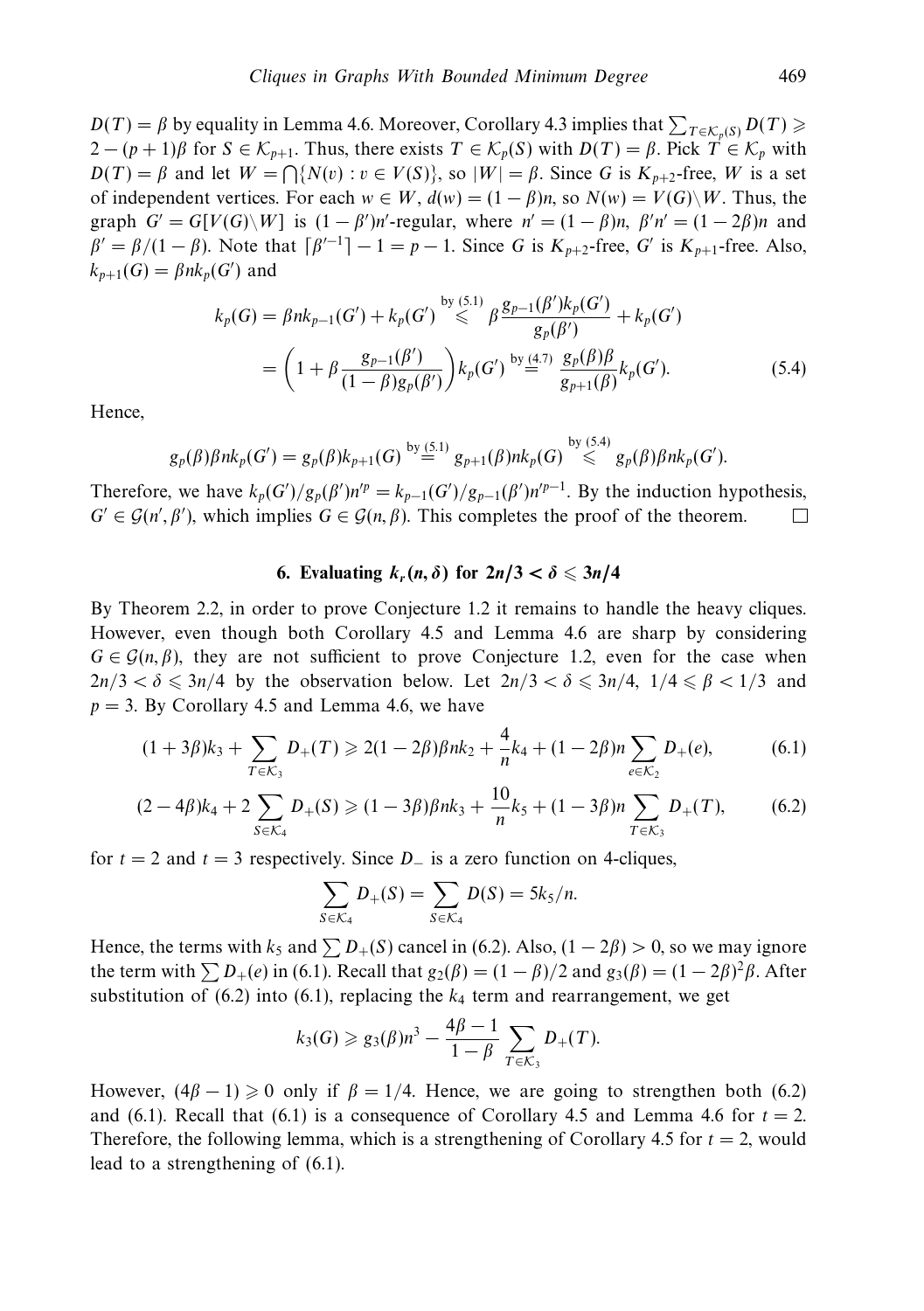$D(T) = \beta$ by equality in Lemma 4.6. Moreover, Corollary 4.3 implies that $\sum_{T \in \mathcal{K}_p(S)} D(T) \geqslant 2 - (p+1)\beta$ for $S \in \mathcal{K}_{p+1}$. Thus, there exists $T \in \mathcal{K}_p(S)$ with $D(T) = \beta$. Pick $T \in \mathcal{K}_p$ with $D(T) = \beta$ and let $W = \bigcap\{N(v) : v \in V(S)\}$, so $|W| = \beta$. Since $G$ is $K_{p+2}$-free, $W$ is a set of independent vertices. For each $w \in W$, $d(w) = (1-\beta)n$, so $N(w) = V(G)\backslash W$. Thus, the graph $G' = G[V(G)\backslash W]$ is $(1-\beta')n'$-regular, where $n' = (1-\beta)n$, $\beta' n' = (1-2\beta)n$ and $\beta' = \beta/(1-\beta)$. Note that $\lceil \beta'^{-1} \rceil - 1 = p - 1$. Since $G$ is $K_{p+2}$-free, $G'$ is $K_{p+1}$-free. Also, $k_{p+1}(G) = \beta n k_p(G')$ and

$$
\begin{aligned}
k_p(G) = \beta n k_{p-1}(G') + k_p(G') &\overset{\text{by (5.1)}}{\leqslant} \beta \frac{g_{p-1}(\beta')k_p(G')}{g_p(\beta')} + k_p(G') \\
&= \left(1 + \beta \frac{g_{p-1}(\beta')}{(1-\beta)g_p(\beta')}\right) k_p(G') \overset{\text{by (4.7)}}{=} \frac{g_p(\beta)\beta}{g_{p+1}(\beta)} k_p(G'). \qquad (5.4)
\end{aligned}
$$

Hence,

$$
g_p(\beta)\beta n k_p(G') = g_p(\beta) k_{p+1}(G) \overset{\text{by (5.1)}}{=} g_{p+1}(\beta) n k_p(G) \overset{\text{by (5.4)}}{\leqslant} g_p(\beta)\beta n k_p(G').
$$

Therefore, we have $k_p(G')/g_p(\beta')n'^p = k_{p-1}(G')/g_{p-1}(\beta')n'^{p-1}$. By the induction hypothesis, $G' \in \mathcal{G}(n', \beta')$, which implies $G \in \mathcal{G}(n, \beta)$. This completes the proof of the theorem. $\square$

## 6. Evaluating $k_r(n, \delta)$ for $2n/3 < \delta \leqslant 3n/4$

By Theorem 2.2, in order to prove Conjecture 1.2 it remains to handle the heavy cliques. However, even though both Corollary 4.5 and Lemma 4.6 are sharp by considering $G \in \mathcal{G}(n, \beta)$, they are not sufficient to prove Conjecture 1.2, even for the case when $2n/3 < \delta \leqslant 3n/4$ by the observation below. Let $2n/3 < \delta \leqslant 3n/4$, $1/4 \leqslant \beta < 1/3$ and $p = 3$. By Corollary 4.5 and Lemma 4.6, we have

$$
(1+3\beta)k_3 + \sum_{T \in \mathcal{K}_3} D_+(T) \geqslant 2(1-2\beta)\beta n k_2 + \frac{4}{n}k_4 + (1-2\beta)n \sum_{e \in \mathcal{K}_2} D_+(e), \qquad (6.1)
$$

$$
(2-4\beta)k_4 + 2\sum_{S \in \mathcal{K}_4} D_+(S) \geqslant (1-3\beta)\beta n k_3 + \frac{10}{n}k_5 + (1-3\beta)n \sum_{T \in \mathcal{K}_3} D_+(T), \qquad (6.2)
$$

for $t = 2$ and $t = 3$ respectively. Since $D_-$ is a zero function on 4-cliques,

$$
\sum_{S \in \mathcal{K}_4} D_+(S) = \sum_{S \in \mathcal{K}_4} D(S) = 5k_5/n.
$$

Hence, the terms with $k_5$ and $\sum D_+(S)$ cancel in (6.2). Also, $(1-2\beta) > 0$, so we may ignore the term with $\sum D_+(e)$ in (6.1). Recall that $g_2(\beta) = (1-\beta)/2$ and $g_3(\beta) = (1-2\beta)^2\beta$. After substitution of (6.2) into (6.1), replacing the $k_4$ term and rearrangement, we get

$$
k_3(G) \geqslant g_3(\beta)n^3 - \frac{4\beta - 1}{1-\beta} \sum_{T \in \mathcal{K}_3} D_+(T).
$$

However, $(4\beta - 1) \geqslant 0$ only if $\beta = 1/4$. Hence, we are going to strengthen both (6.2) and (6.1). Recall that (6.1) is a consequence of Corollary 4.5 and Lemma 4.6 for $t = 2$. Therefore, the following lemma, which is a strengthening of Corollary 4.5 for $t = 2$, would lead to a strengthening of (6.1).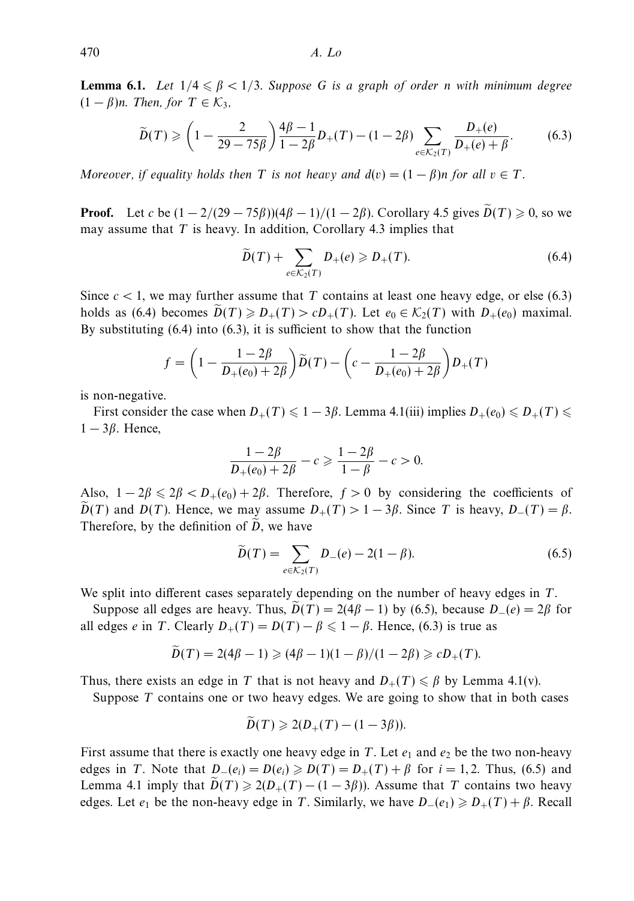**Lemma 6.1.** *Let $1/4 \leqslant \beta < 1/3$. Suppose $G$ is a graph of order $n$ with minimum degree $(1-\beta)n$. Then, for $T \in \mathcal{K}_3$,*

$$\widetilde{D}(T) \geqslant \left(1 - \frac{2}{29-75\beta}\right)\frac{4\beta-1}{1-2\beta}D_+(T) - (1-2\beta)\sum_{e\in\mathcal{K}_2(T)}\frac{D_+(e)}{D_+(e)+\beta}. \tag{6.3}$$

*Moreover, if equality holds then $T$ is not heavy and $d(v) = (1-\beta)n$ for all $v \in T$.*

**Proof.** Let $c$ be $(1-2/(29-75\beta))(4\beta-1)/(1-2\beta)$. Corollary 4.5 gives $\widetilde{D}(T) \geqslant 0$, so we may assume that $T$ is heavy. In addition, Corollary 4.3 implies that

$$\widetilde{D}(T) + \sum_{e\in\mathcal{K}_2(T)} D_+(e) \geqslant D_+(T). \tag{6.4}$$

Since $c < 1$, we may further assume that $T$ contains at least one heavy edge, or else (6.3) holds as (6.4) becomes $\widetilde{D}(T) \geqslant D_+(T) > cD_+(T)$. Let $e_0 \in \mathcal{K}_2(T)$ with $D_+(e_0)$ maximal. By substituting (6.4) into (6.3), it is sufficient to show that the function

$$f = \left(1 - \frac{1-2\beta}{D_+(e_0)+2\beta}\right)\widetilde{D}(T) - \left(c - \frac{1-2\beta}{D_+(e_0)+2\beta}\right)D_+(T)$$

is non-negative.

First consider the case when $D_+(T) \leqslant 1-3\beta$. Lemma 4.1(iii) implies $D_+(e_0) \leqslant D_+(T) \leqslant 1-3\beta$. Hence,

$$\frac{1-2\beta}{D_+(e_0)+2\beta} - c \geqslant \frac{1-2\beta}{1-\beta} - c > 0.$$

Also, $1-2\beta \leqslant 2\beta < D_+(e_0)+2\beta$. Therefore, $f > 0$ by considering the coefficients of $\widetilde{D}(T)$ and $D(T)$. Hence, we may assume $D_+(T) > 1-3\beta$. Since $T$ is heavy, $D_-(T) = \beta$. Therefore, by the definition of $\widetilde{D}$, we have

$$\widetilde{D}(T) = \sum_{e\in\mathcal{K}_2(T)} D_-(e) - 2(1-\beta). \tag{6.5}$$

We split into different cases separately depending on the number of heavy edges in $T$.

Suppose all edges are heavy. Thus, $\widetilde{D}(T) = 2(4\beta-1)$ by (6.5), because $D_-(e) = 2\beta$ for all edges $e$ in $T$. Clearly $D_+(T) = D(T) - \beta \leqslant 1-\beta$. Hence, (6.3) is true as

$$\widetilde{D}(T) = 2(4\beta-1) \geqslant (4\beta-1)(1-\beta)/(1-2\beta) \geqslant cD_+(T).$$

Thus, there exists an edge in $T$ that is not heavy and $D_+(T) \leqslant \beta$ by Lemma 4.1(v).

Suppose $T$ contains one or two heavy edges. We are going to show that in both cases

$$\widetilde{D}(T) \geqslant 2(D_+(T) - (1-3\beta)).$$

First assume that there is exactly one heavy edge in $T$. Let $e_1$ and $e_2$ be the two non-heavy edges in $T$. Note that $D_-(e_i) = D(e_i) \geqslant D(T) = D_+(T) + \beta$ for $i = 1,2$. Thus, (6.5) and Lemma 4.1 imply that $\widetilde{D}(T) \geqslant 2(D_+(T) - (1-3\beta))$. Assume that $T$ contains two heavy edges. Let $e_1$ be the non-heavy edge in $T$. Similarly, we have $D_-(e_1) \geqslant D_+(T) + \beta$. Recall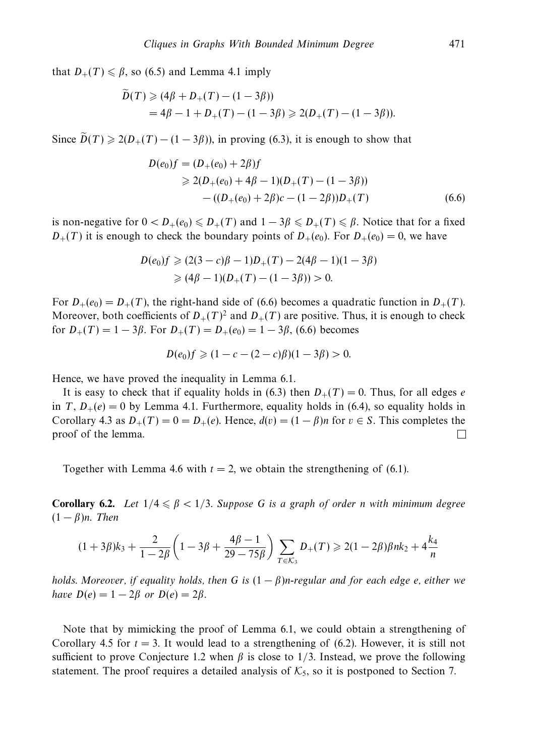that $D_+(T) \leqslant \beta$, so (6.5) and Lemma 4.1 imply

$$\begin{aligned}\widetilde{D}(T) &\geqslant (4\beta + D_+(T) - (1-3\beta)) \\ &= 4\beta - 1 + D_+(T) - (1-3\beta) \geqslant 2(D_+(T) - (1-3\beta)).\end{aligned}$$

Since $\widetilde{D}(T) \geqslant 2(D_+(T) - (1-3\beta))$, in proving (6.3), it is enough to show that

$$\begin{aligned}D(e_0)f &= (D_+(e_0) + 2\beta)f \\ &\geqslant 2(D_+(e_0) + 4\beta - 1)(D_+(T) - (1-3\beta)) \\ &\quad - ((D_+(e_0) + 2\beta)c - (1-2\beta))D_+(T) \qquad (6.6)\end{aligned}$$

is non-negative for $0 < D_+(e_0) \leqslant D_+(T)$ and $1 - 3\beta \leqslant D_+(T) \leqslant \beta$. Notice that for a fixed $D_+(T)$ it is enough to check the boundary points of $D_+(e_0)$. For $D_+(e_0) = 0$, we have

$$\begin{aligned}D(e_0)f &\geqslant (2(3-c)\beta - 1)D_+(T) - 2(4\beta - 1)(1-3\beta) \\ &\geqslant (4\beta - 1)(D_+(T) - (1-3\beta)) > 0.\end{aligned}$$

For $D_+(e_0) = D_+(T)$, the right-hand side of (6.6) becomes a quadratic function in $D_+(T)$. Moreover, both coefficients of $D_+(T)^2$ and $D_+(T)$ are positive. Thus, it is enough to check for $D_+(T) = 1 - 3\beta$. For $D_+(T) = D_+(e_0) = 1 - 3\beta$, (6.6) becomes

$$D(e_0)f \geqslant (1 - c - (2-c)\beta)(1-3\beta) > 0.$$

Hence, we have proved the inequality in Lemma 6.1.

It is easy to check that if equality holds in (6.3) then $D_+(T) = 0$. Thus, for all edges $e$ in $T$, $D_+(e) = 0$ by Lemma 4.1. Furthermore, equality holds in (6.4), so equality holds in Corollary 4.3 as $D_+(T) = 0 = D_+(e)$. Hence, $d(v) = (1-\beta)n$ for $v \in S$. This completes the proof of the lemma. □

Together with Lemma 4.6 with $t = 2$, we obtain the strengthening of (6.1).

**Corollary 6.2.** *Let $1/4 \leqslant \beta < 1/3$. Suppose $G$ is a graph of order $n$ with minimum degree $(1-\beta)n$. Then*

$$(1+3\beta)k_3 + \frac{2}{1-2\beta}\left(1 - 3\beta + \frac{4\beta - 1}{29 - 75\beta}\right)\sum_{T \in \mathcal{K}_3} D_+(T) \geqslant 2(1-2\beta)\beta n k_2 + 4\frac{k_4}{n}$$

*holds. Moreover, if equality holds, then $G$ is $(1-\beta)n$-regular and for each edge $e$, either we have $D(e) = 1 - 2\beta$ or $D(e) = 2\beta$.*

Note that by mimicking the proof of Lemma 6.1, we could obtain a strengthening of Corollary 4.5 for $t = 3$. It would lead to a strengthening of (6.2). However, it is still not sufficient to prove Conjecture 1.2 when $\beta$ is close to $1/3$. Instead, we prove the following statement. The proof requires a detailed analysis of $\mathcal{K}_5$, so it is postponed to Section 7.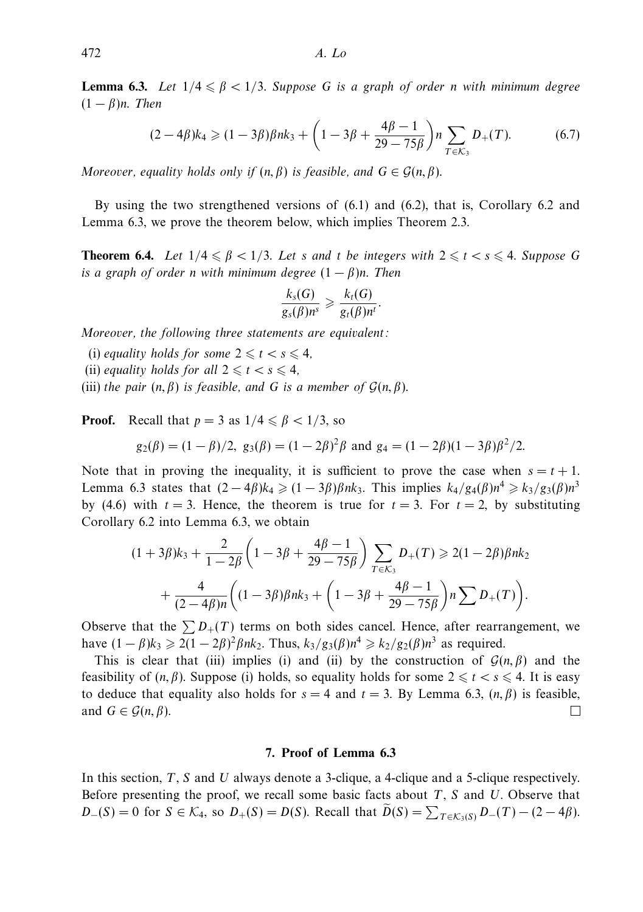**Lemma 6.3.** *Let $1/4 \leqslant \beta < 1/3$. Suppose $G$ is a graph of order $n$ with minimum degree $(1-\beta)n$. Then*

$$(2-4\beta)k_4 \geqslant (1-3\beta)\beta n k_3 + \left(1 - 3\beta + \frac{4\beta - 1}{29 - 75\beta}\right) n \sum_{T \in \mathcal{K}_3} D_+(T). \tag{6.7}$$

*Moreover, equality holds only if $(n, \beta)$ is feasible, and $G \in \mathcal{G}(n, \beta)$.*

By using the two strengthened versions of (6.1) and (6.2), that is, Corollary 6.2 and Lemma 6.3, we prove the theorem below, which implies Theorem 2.3.

**Theorem 6.4.** *Let $1/4 \leqslant \beta < 1/3$. Let $s$ and $t$ be integers with $2 \leqslant t < s \leqslant 4$. Suppose $G$ is a graph of order $n$ with minimum degree $(1-\beta)n$. Then*

$$\frac{k_s(G)}{g_s(\beta)n^s} \geqslant \frac{k_t(G)}{g_t(\beta)n^t}.$$

*Moreover, the following three statements are equivalent:*

(i) *equality holds for some $2 \leqslant t < s \leqslant 4$,*

(ii) *equality holds for all $2 \leqslant t < s \leqslant 4$,*

(iii) *the pair $(n, \beta)$ is feasible, and $G$ is a member of $\mathcal{G}(n, \beta)$.*

**Proof.** Recall that $p = 3$ as $1/4 \leqslant \beta < 1/3$, so

$$g_2(\beta) = (1-\beta)/2, \; g_3(\beta) = (1-2\beta)^2\beta \text{ and } g_4 = (1-2\beta)(1-3\beta)\beta^2/2.$$

Note that in proving the inequality, it is sufficient to prove the case when $s = t+1$. Lemma 6.3 states that $(2-4\beta)k_4 \geqslant (1-3\beta)\beta n k_3$. This implies $k_4/g_4(\beta)n^4 \geqslant k_3/g_3(\beta)n^3$ by (4.6) with $t = 3$. Hence, the theorem is true for $t = 3$. For $t = 2$, by substituting Corollary 6.2 into Lemma 6.3, we obtain

$$\begin{aligned}(1+3\beta)k_3 + \frac{2}{1-2\beta}\left(1 - 3\beta + \frac{4\beta-1}{29-75\beta}\right) \sum_{T \in \mathcal{K}_3} D_+(T) \geqslant 2(1-2\beta)\beta n k_2 \\ + \frac{4}{(2-4\beta)n}\left((1-3\beta)\beta n k_3 + \left(1 - 3\beta + \frac{4\beta-1}{29-75\beta}\right) n \sum D_+(T)\right).\end{aligned}$$

Observe that the $\sum D_+(T)$ terms on both sides cancel. Hence, after rearrangement, we have $(1-\beta)k_3 \geqslant 2(1-2\beta)^2\beta n k_2$. Thus, $k_3/g_3(\beta)n^4 \geqslant k_2/g_2(\beta)n^3$ as required.

This is clear that (iii) implies (i) and (ii) by the construction of $\mathcal{G}(n, \beta)$ and the feasibility of $(n, \beta)$. Suppose (i) holds, so equality holds for some $2 \leqslant t < s \leqslant 4$. It is easy to deduce that equality also holds for $s = 4$ and $t = 3$. By Lemma 6.3, $(n, \beta)$ is feasible, and $G \in \mathcal{G}(n, \beta)$. □

## 7. Proof of Lemma 6.3

In this section, $T$, $S$ and $U$ always denote a 3-clique, a 4-clique and a 5-clique respectively. Before presenting the proof, we recall some basic facts about $T$, $S$ and $U$. Observe that $D_-(S) = 0$ for $S \in \mathcal{K}_4$, so $D_+(S) = D(S)$. Recall that $\widetilde{D}(S) = \sum_{T \in \mathcal{K}_3(S)} D_-(T) - (2-4\beta)$.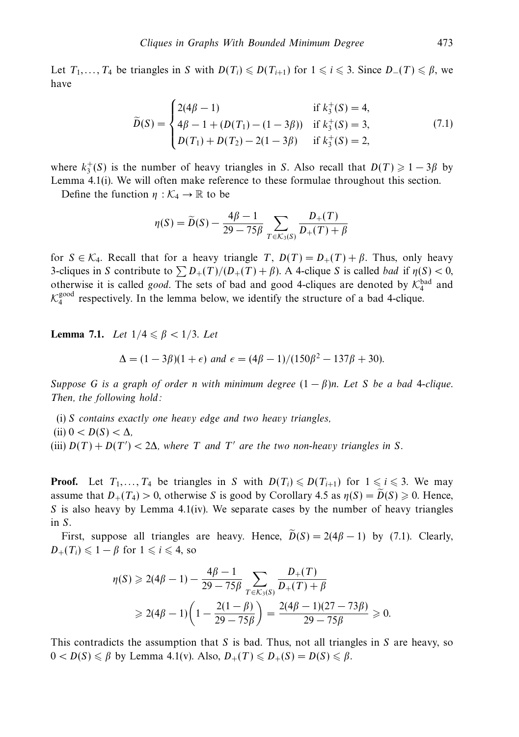Let $T_1, \ldots, T_4$ be triangles in $S$ with $D(T_i) \leqslant D(T_{i+1})$ for $1 \leqslant i \leqslant 3$. Since $D_-(T) \leqslant \beta$, we have

$$\widetilde{D}(S) = \begin{cases} 2(4\beta - 1) & \text{if } k_3^+(S) = 4, \\ 4\beta - 1 + (D(T_1) - (1 - 3\beta)) & \text{if } k_3^+(S) = 3, \\ D(T_1) + D(T_2) - 2(1 - 3\beta) & \text{if } k_3^+(S) = 2, \end{cases} \tag{7.1}$$

where $k_3^+(S)$ is the number of heavy triangles in $S$. Also recall that $D(T) \geqslant 1 - 3\beta$ by Lemma 4.1(i). We will often make reference to these formulae throughout this section.

Define the function $\eta : \mathcal{K}_4 \to \mathbb{R}$ to be

$$\eta(S) = \widetilde{D}(S) - \frac{4\beta - 1}{29 - 75\beta} \sum_{T \in \mathcal{K}_3(S)} \frac{D_+(T)}{D_+(T) + \beta}$$

for $S \in \mathcal{K}_4$. Recall that for a heavy triangle $T$, $D(T) = D_+(T) + \beta$. Thus, only heavy 3-cliques in $S$ contribute to $\sum D_+(T)/(D_+(T) + \beta)$. A 4-clique $S$ is called *bad* if $\eta(S) < 0$, otherwise it is called *good*. The sets of bad and good 4-cliques are denoted by $\mathcal{K}_4^{\text{bad}}$ and $\mathcal{K}_4^{\text{good}}$ respectively. In the lemma below, we identify the structure of a bad 4-clique.

**Lemma 7.1.** *Let $1/4 \leqslant \beta < 1/3$. Let*

$$\Delta = (1 - 3\beta)(1 + \epsilon) \text{ and } \epsilon = (4\beta - 1)/(150\beta^2 - 137\beta + 30).$$

*Suppose $G$ is a graph of order $n$ with minimum degree $(1 - \beta)n$. Let $S$ be a bad 4-clique. Then, the following hold:*

(i) *$S$ contains exactly one heavy edge and two heavy triangles,*
(ii) *$0 < D(S) < \Delta$,*
(iii) *$D(T) + D(T') < 2\Delta$, where $T$ and $T'$ are the two non-heavy triangles in $S$.*

**Proof.** Let $T_1, \ldots, T_4$ be triangles in $S$ with $D(T_i) \leqslant D(T_{i+1})$ for $1 \leqslant i \leqslant 3$. We may assume that $D_+(T_4) > 0$, otherwise $S$ is good by Corollary 4.5 as $\eta(S) = \widetilde{D}(S) \geqslant 0$. Hence, $S$ is also heavy by Lemma 4.1(iv). We separate cases by the number of heavy triangles in $S$.

First, suppose all triangles are heavy. Hence, $\widetilde{D}(S) = 2(4\beta - 1)$ by (7.1). Clearly, $D_+(T_i) \leqslant 1 - \beta$ for $1 \leqslant i \leqslant 4$, so

$$\begin{aligned} \eta(S) &\geqslant 2(4\beta - 1) - \frac{4\beta - 1}{29 - 75\beta} \sum_{T \in \mathcal{K}_3(S)} \frac{D_+(T)}{D_+(T) + \beta} \\ &\geqslant 2(4\beta - 1)\left(1 - \frac{2(1 - \beta)}{29 - 75\beta}\right) = \frac{2(4\beta - 1)(27 - 73\beta)}{29 - 75\beta} \geqslant 0. \end{aligned}$$

This contradicts the assumption that $S$ is bad. Thus, not all triangles in $S$ are heavy, so $0 < D(S) \leqslant \beta$ by Lemma 4.1(v). Also, $D_+(T) \leqslant D_+(S) = D(S) \leqslant \beta$.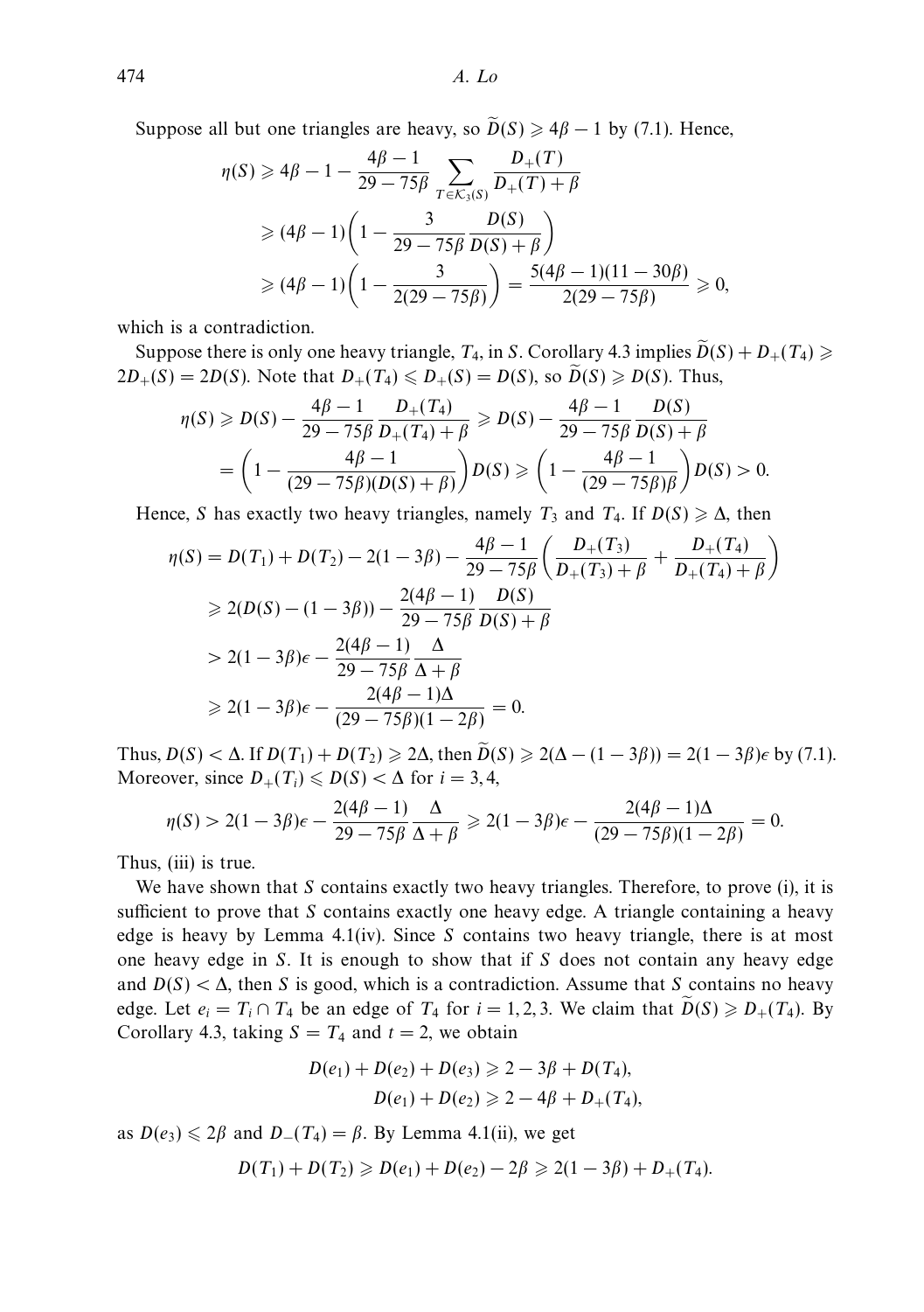Suppose all but one triangles are heavy, so $\widetilde{D}(S) \geqslant 4\beta - 1$ by (7.1). Hence,

$$\begin{aligned}
\eta(S) &\geqslant 4\beta - 1 - \frac{4\beta - 1}{29 - 75\beta} \sum_{T \in \mathcal{K}_3(S)} \frac{D_+(T)}{D_+(T) + \beta} \\
&\geqslant (4\beta - 1)\left(1 - \frac{3}{29 - 75\beta} \frac{D(S)}{D(S) + \beta}\right) \\
&\geqslant (4\beta - 1)\left(1 - \frac{3}{2(29 - 75\beta)}\right) = \frac{5(4\beta - 1)(11 - 30\beta)}{2(29 - 75\beta)} \geqslant 0,
\end{aligned}$$

which is a contradiction.

Suppose there is only one heavy triangle, $T_4$, in $S$. Corollary 4.3 implies $\widetilde{D}(S) + D_+(T_4) \geqslant 2D_+(S) = 2D(S)$. Note that $D_+(T_4) \leqslant D_+(S) = D(S)$, so $\widetilde{D}(S) \geqslant D(S)$. Thus,

$$\begin{aligned}
\eta(S) &\geqslant D(S) - \frac{4\beta - 1}{29 - 75\beta} \frac{D_+(T_4)}{D_+(T_4) + \beta} \geqslant D(S) - \frac{4\beta - 1}{29 - 75\beta} \frac{D(S)}{D(S) + \beta} \\
&= \left(1 - \frac{4\beta - 1}{(29 - 75\beta)(D(S) + \beta)}\right) D(S) \geqslant \left(1 - \frac{4\beta - 1}{(29 - 75\beta)\beta}\right) D(S) > 0.
\end{aligned}$$

Hence, $S$ has exactly two heavy triangles, namely $T_3$ and $T_4$. If $D(S) \geqslant \Delta$, then

$$\begin{aligned}
\eta(S) &= D(T_1) + D(T_2) - 2(1 - 3\beta) - \frac{4\beta - 1}{29 - 75\beta}\left(\frac{D_+(T_3)}{D_+(T_3) + \beta} + \frac{D_+(T_4)}{D_+(T_4) + \beta}\right) \\
&\geqslant 2(D(S) - (1 - 3\beta)) - \frac{2(4\beta - 1)}{29 - 75\beta} \frac{D(S)}{D(S) + \beta} \\
&> 2(1 - 3\beta)\epsilon - \frac{2(4\beta - 1)}{29 - 75\beta} \frac{\Delta}{\Delta + \beta} \\
&\geqslant 2(1 - 3\beta)\epsilon - \frac{2(4\beta - 1)\Delta}{(29 - 75\beta)(1 - 2\beta)} = 0.
\end{aligned}$$

Thus, $D(S) < \Delta$. If $D(T_1) + D(T_2) \geqslant 2\Delta$, then $\widetilde{D}(S) \geqslant 2(\Delta - (1 - 3\beta)) = 2(1 - 3\beta)\epsilon$ by (7.1). Moreover, since $D_+(T_i) \leqslant D(S) < \Delta$ for $i = 3, 4$,

$$\eta(S) > 2(1 - 3\beta)\epsilon - \frac{2(4\beta - 1)}{29 - 75\beta} \frac{\Delta}{\Delta + \beta} \geqslant 2(1 - 3\beta)\epsilon - \frac{2(4\beta - 1)\Delta}{(29 - 75\beta)(1 - 2\beta)} = 0.$$

Thus, (iii) is true.

We have shown that $S$ contains exactly two heavy triangles. Therefore, to prove (i), it is sufficient to prove that $S$ contains exactly one heavy edge. A triangle containing a heavy edge is heavy by Lemma 4.1(iv). Since $S$ contains two heavy triangle, there is at most one heavy edge in $S$. It is enough to show that if $S$ does not contain any heavy edge and $D(S) < \Delta$, then $S$ is good, which is a contradiction. Assume that $S$ contains no heavy edge. Let $e_i = T_i \cap T_4$ be an edge of $T_4$ for $i = 1, 2, 3$. We claim that $\widetilde{D}(S) \geqslant D_+(T_4)$. By Corollary 4.3, taking $S = T_4$ and $t = 2$, we obtain

$$\begin{aligned}
D(e_1) + D(e_2) + D(e_3) &\geqslant 2 - 3\beta + D(T_4), \\
D(e_1) + D(e_2) &\geqslant 2 - 4\beta + D_+(T_4),
\end{aligned}$$

as $D(e_3) \leqslant 2\beta$ and $D_-(T_4) = \beta$. By Lemma 4.1(ii), we get

$$D(T_1) + D(T_2) \geqslant D(e_1) + D(e_2) - 2\beta \geqslant 2(1 - 3\beta) + D_+(T_4).$$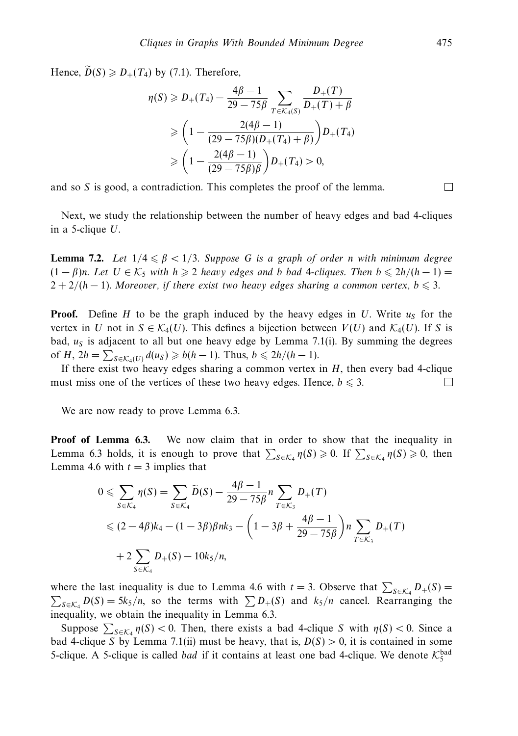Hence, $\widetilde{D}(S) \geqslant D_+(T_4)$ by (7.1). Therefore,

$$\begin{aligned}
\eta(S) &\geqslant D_+(T_4) - \frac{4\beta - 1}{29 - 75\beta} \sum_{T \in \mathcal{K}_4(S)} \frac{D_+(T)}{D_+(T) + \beta} \\
&\geqslant \left(1 - \frac{2(4\beta - 1)}{(29 - 75\beta)(D_+(T_4) + \beta)}\right) D_+(T_4) \\
&\geqslant \left(1 - \frac{2(4\beta - 1)}{(29 - 75\beta)\beta}\right) D_+(T_4) > 0,
\end{aligned}$$

and so $S$ is good, a contradiction. This completes the proof of the lemma. □

Next, we study the relationship between the number of heavy edges and bad 4-cliques in a 5-clique $U$.

**Lemma 7.2.** *Let $1/4 \leqslant \beta < 1/3$. Suppose $G$ is a graph of order $n$ with minimum degree $(1 - \beta)n$. Let $U \in \mathcal{K}_5$ with $h \geqslant 2$ heavy edges and $b$ bad 4-cliques. Then $b \leqslant 2h/(h-1) = 2 + 2/(h-1)$. Moreover, if there exist two heavy edges sharing a common vertex, $b \leqslant 3$.*

**Proof.** Define $H$ to be the graph induced by the heavy edges in $U$. Write $u_S$ for the vertex in $U$ not in $S \in \mathcal{K}_4(U)$. This defines a bijection between $V(U)$ and $\mathcal{K}_4(U)$. If $S$ is bad, $u_S$ is adjacent to all but one heavy edge by Lemma 7.1(i). By summing the degrees of $H$, $2h = \sum_{S \in \mathcal{K}_4(U)} d(u_S) \geqslant b(h-1)$. Thus, $b \leqslant 2h/(h-1)$.

If there exist two heavy edges sharing a common vertex in $H$, then every bad 4-clique must miss one of the vertices of these two heavy edges. Hence, $b \leqslant 3$. □

We are now ready to prove Lemma 6.3.

**Proof of Lemma 6.3.** We now claim that in order to show that the inequality in Lemma 6.3 holds, it is enough to prove that $\sum_{S \in \mathcal{K}_4} \eta(S) \geqslant 0$. If $\sum_{S \in \mathcal{K}_4} \eta(S) \geqslant 0$, then Lemma 4.6 with $t = 3$ implies that

$$\begin{aligned}
0 \leqslant \sum_{S \in \mathcal{K}_4} \eta(S) &= \sum_{S \in \mathcal{K}_4} \widetilde{D}(S) - \frac{4\beta - 1}{29 - 75\beta} n \sum_{T \in \mathcal{K}_3} D_+(T) \\
&\leqslant (2 - 4\beta)k_4 - (1 - 3\beta)\beta n k_3 - \left(1 - 3\beta + \frac{4\beta - 1}{29 - 75\beta}\right) n \sum_{T \in \mathcal{K}_3} D_+(T) \\
&\quad + 2 \sum_{S \in \mathcal{K}_4} D_+(S) - 10k_5/n,
\end{aligned}$$

where the last inequality is due to Lemma 4.6 with $t = 3$. Observe that $\sum_{S \in \mathcal{K}_4} D_+(S) = \sum_{S \in \mathcal{K}_4} D(S) = 5k_5/n$, so the terms with $\sum D_+(S)$ and $k_5/n$ cancel. Rearranging the inequality, we obtain the inequality in Lemma 6.3.

Suppose $\sum_{S \in \mathcal{K}_4} \eta(S) < 0$. Then, there exists a bad 4-clique $S$ with $\eta(S) < 0$. Since a bad 4-clique $S$ by Lemma 7.1(ii) must be heavy, that is, $D(S) > 0$, it is contained in some 5-clique. A 5-clique is called *bad* if it contains at least one bad 4-clique. We denote $\mathcal{K}_5^{\text{bad}}$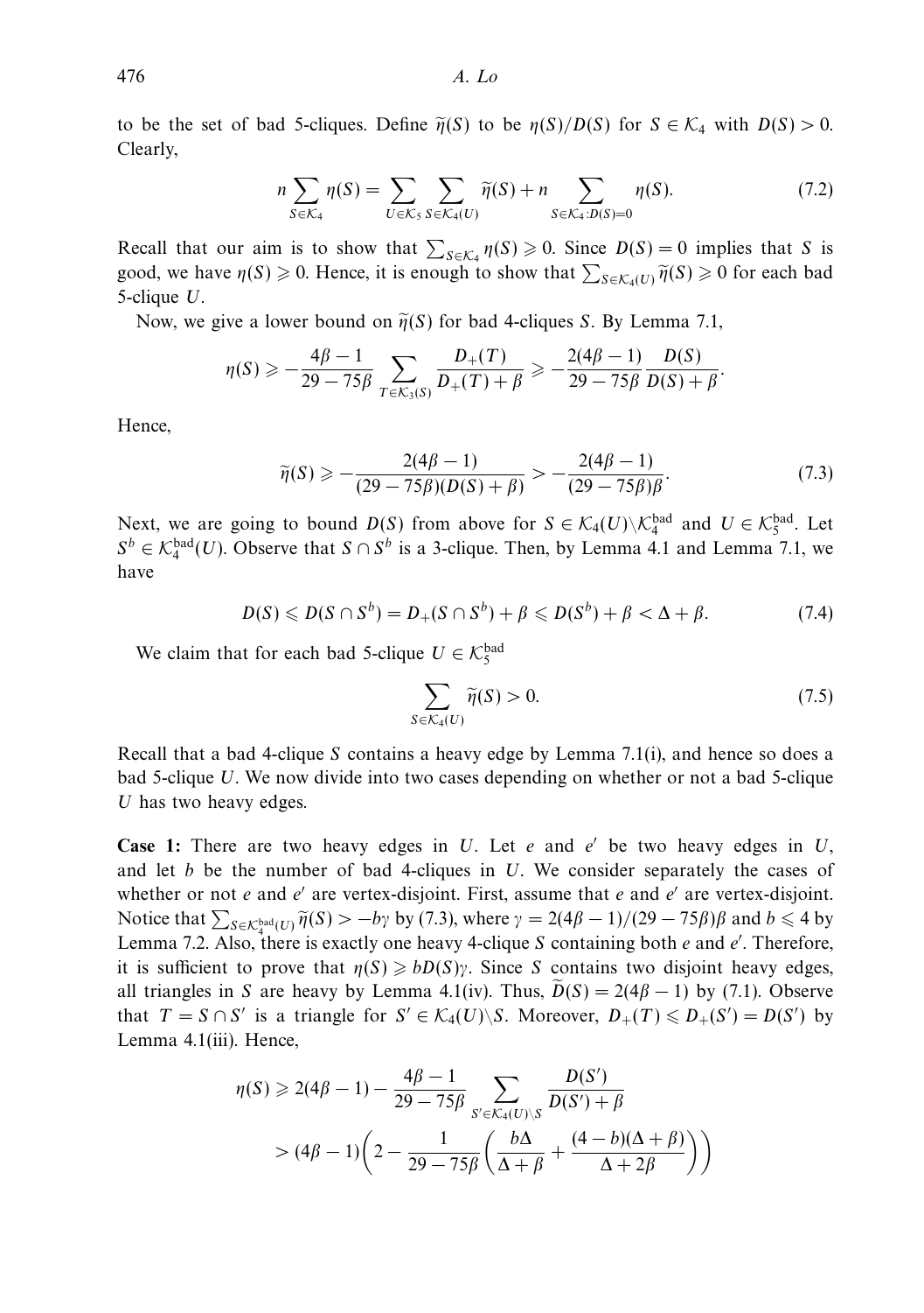to be the set of bad 5-cliques. Define $\widetilde{\eta}(S)$ to be $\eta(S)/D(S)$ for $S \in \mathcal{K}_4$ with $D(S) > 0$. Clearly,

$$n \sum_{S \in \mathcal{K}_4} \eta(S) = \sum_{U \in \mathcal{K}_5} \sum_{S \in \mathcal{K}_4(U)} \widetilde{\eta}(S) + n \sum_{S \in \mathcal{K}_4 : D(S)=0} \eta(S). \tag{7.2}$$

Recall that our aim is to show that $\sum_{S \in \mathcal{K}_4} \eta(S) \geqslant 0$. Since $D(S) = 0$ implies that $S$ is good, we have $\eta(S) \geqslant 0$. Hence, it is enough to show that $\sum_{S \in \mathcal{K}_4(U)} \widetilde{\eta}(S) \geqslant 0$ for each bad 5-clique $U$.

Now, we give a lower bound on $\widetilde{\eta}(S)$ for bad 4-cliques $S$. By Lemma 7.1,

$$\eta(S) \geqslant -\frac{4\beta - 1}{29 - 75\beta} \sum_{T \in \mathcal{K}_3(S)} \frac{D_+(T)}{D_+(T) + \beta} \geqslant -\frac{2(4\beta-1)}{29 - 75\beta} \frac{D(S)}{D(S) + \beta}.$$

Hence,

$$\widetilde{\eta}(S) \geqslant -\frac{2(4\beta - 1)}{(29 - 75\beta)(D(S) + \beta)} > -\frac{2(4\beta - 1)}{(29 - 75\beta)\beta}. \tag{7.3}$$

Next, we are going to bound $D(S)$ from above for $S \in \mathcal{K}_4(U) \backslash \mathcal{K}_4^{\text{bad}}$ and $U \in \mathcal{K}_5^{\text{bad}}$. Let $S^b \in \mathcal{K}_4^{\text{bad}}(U)$. Observe that $S \cap S^b$ is a 3-clique. Then, by Lemma 4.1 and Lemma 7.1, we have

$$D(S) \leqslant D(S \cap S^b) = D_+(S \cap S^b) + \beta \leqslant D(S^b) + \beta < \Delta + \beta. \tag{7.4}$$

We claim that for each bad 5-clique $U \in \mathcal{K}_5^{\text{bad}}$

$$\sum_{S \in \mathcal{K}_4(U)} \widetilde{\eta}(S) > 0. \tag{7.5}$$

Recall that a bad 4-clique $S$ contains a heavy edge by Lemma 7.1(i), and hence so does a bad 5-clique $U$. We now divide into two cases depending on whether or not a bad 5-clique $U$ has two heavy edges.

**Case 1:** There are two heavy edges in $U$. Let $e$ and $e'$ be two heavy edges in $U$, and let $b$ be the number of bad 4-cliques in $U$. We consider separately the cases of whether or not $e$ and $e'$ are vertex-disjoint. First, assume that $e$ and $e'$ are vertex-disjoint. Notice that $\sum_{S \in \mathcal{K}_4^{\text{bad}}(U)} \widetilde{\eta}(S) > -b\gamma$ by (7.3), where $\gamma = 2(4\beta-1)/(29-75\beta)\beta$ and $b \leqslant 4$ by Lemma 7.2. Also, there is exactly one heavy 4-clique $S$ containing both $e$ and $e'$. Therefore, it is sufficient to prove that $\eta(S) \geqslant bD(S)\gamma$. Since $S$ contains two disjoint heavy edges, all triangles in $S$ are heavy by Lemma 4.1(iv). Thus, $\widetilde{D}(S) = 2(4\beta - 1)$ by (7.1). Observe that $T = S \cap S'$ is a triangle for $S' \in \mathcal{K}_4(U) \backslash S$. Moreover, $D_+(T) \leqslant D_+(S') = D(S')$ by Lemma 4.1(iii). Hence,

$$\begin{aligned}
\eta(S) &\geqslant 2(4\beta - 1) - \frac{4\beta - 1}{29 - 75\beta} \sum_{S' \in \mathcal{K}_4(U) \backslash S} \frac{D(S')}{D(S') + \beta} \\
&> (4\beta - 1)\left(2 - \frac{1}{29 - 75\beta}\left(\frac{b\Delta}{\Delta + \beta} + \frac{(4-b)(\Delta + \beta)}{\Delta + 2\beta}\right)\right)
\end{aligned}$$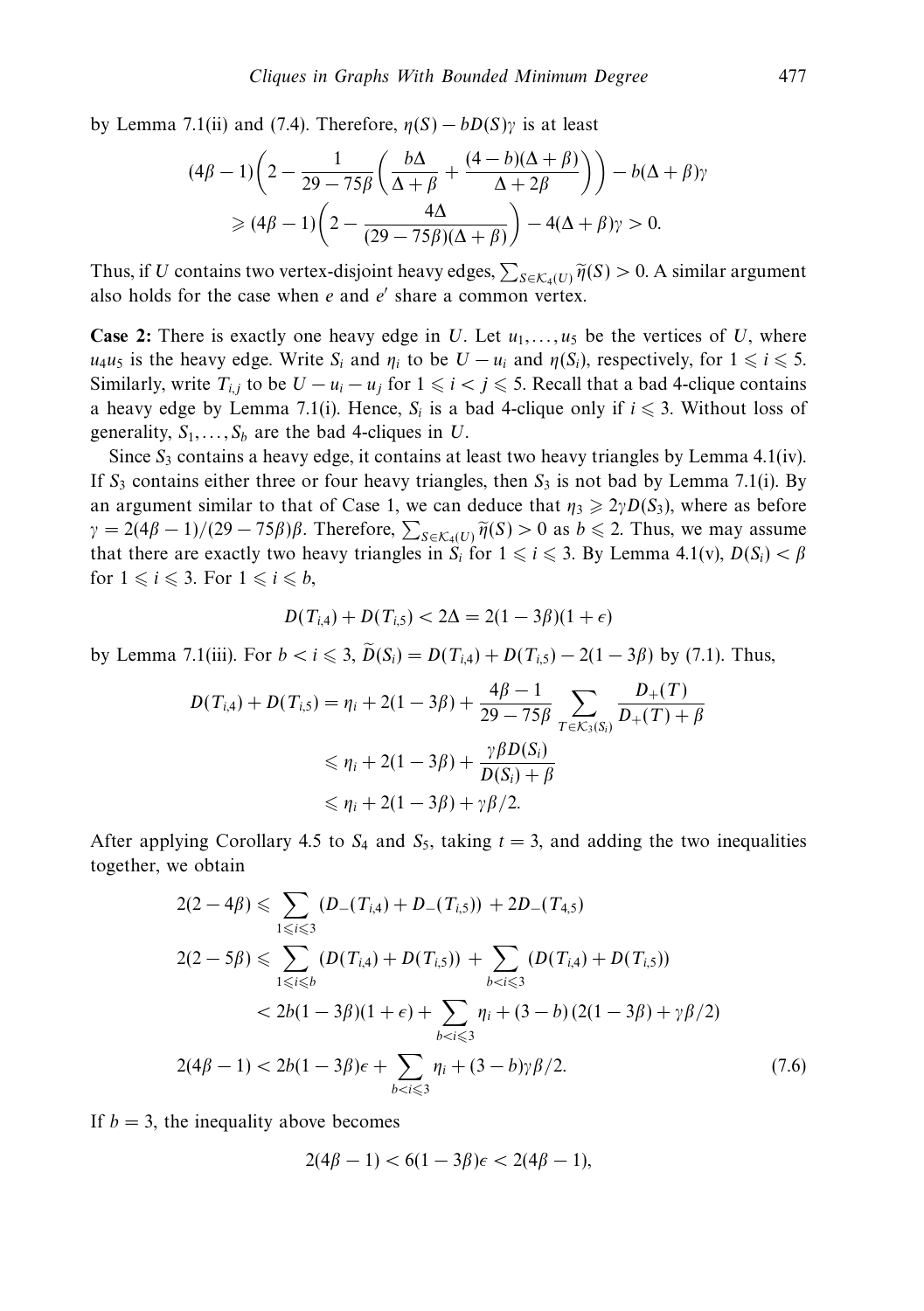by Lemma 7.1(ii) and (7.4). Therefore, $\eta(S) - bD(S)\gamma$ is at least

$$(4\beta - 1)\left(2 - \frac{1}{29 - 75\beta}\left(\frac{b\Delta}{\Delta + \beta} + \frac{(4-b)(\Delta+\beta)}{\Delta + 2\beta}\right)\right) - b(\Delta+\beta)\gamma$$
$$\geqslant (4\beta - 1)\left(2 - \frac{4\Delta}{(29 - 75\beta)(\Delta+\beta)}\right) - 4(\Delta+\beta)\gamma > 0.$$

Thus, if $U$ contains two vertex-disjoint heavy edges, $\sum_{S \in \mathcal{K}_4(U)} \widetilde{\eta}(S) > 0$. A similar argument also holds for the case when $e$ and $e'$ share a common vertex.

**Case 2:** There is exactly one heavy edge in $U$. Let $u_1, \dots, u_5$ be the vertices of $U$, where $u_4u_5$ is the heavy edge. Write $S_i$ and $\eta_i$ to be $U - u_i$ and $\eta(S_i)$, respectively, for $1 \leqslant i \leqslant 5$. Similarly, write $T_{i,j}$ to be $U - u_i - u_j$ for $1 \leqslant i < j \leqslant 5$. Recall that a bad 4-clique contains a heavy edge by Lemma 7.1(i). Hence, $S_i$ is a bad 4-clique only if $i \leqslant 3$. Without loss of generality, $S_1, \dots, S_b$ are the bad 4-cliques in $U$.

Since $S_3$ contains a heavy edge, it contains at least two heavy triangles by Lemma 4.1(iv). If $S_3$ contains either three or four heavy triangles, then $S_3$ is not bad by Lemma 7.1(i). By an argument similar to that of Case 1, we can deduce that $\eta_3 \geqslant 2\gamma D(S_3)$, where as before $\gamma = 2(4\beta - 1)/(29 - 75\beta)\beta$. Therefore, $\sum_{S \in \mathcal{K}_4(U)} \widetilde{\eta}(S) > 0$ as $b \leqslant 2$. Thus, we may assume that there are exactly two heavy triangles in $S_i$ for $1 \leqslant i \leqslant 3$. By Lemma 4.1(v), $D(S_i) < \beta$ for $1 \leqslant i \leqslant 3$. For $1 \leqslant i \leqslant b$,

$$D(T_{i,4}) + D(T_{i,5}) < 2\Delta = 2(1 - 3\beta)(1 + \epsilon)$$

by Lemma 7.1(iii). For $b < i \leqslant 3$, $\widetilde{D}(S_i) = D(T_{i,4}) + D(T_{i,5}) - 2(1 - 3\beta)$ by (7.1). Thus,

$$D(T_{i,4}) + D(T_{i,5}) = \eta_i + 2(1 - 3\beta) + \frac{4\beta - 1}{29 - 75\beta} \sum_{T \in \mathcal{K}_3(S_i)} \frac{D_+(T)}{D_+(T) + \beta}$$
$$\leqslant \eta_i + 2(1 - 3\beta) + \frac{\gamma\beta D(S_i)}{D(S_i) + \beta}$$
$$\leqslant \eta_i + 2(1 - 3\beta) + \gamma\beta/2.$$

After applying Corollary 4.5 to $S_4$ and $S_5$, taking $t = 3$, and adding the two inequalities together, we obtain

$$2(2 - 4\beta) \leqslant \sum_{1 \leqslant i \leqslant 3} (D_-(T_{i,4}) + D_-(T_{i,5})) + 2D_-(T_{4,5})$$
$$2(2 - 5\beta) \leqslant \sum_{1 \leqslant i \leqslant b} (D(T_{i,4}) + D(T_{i,5})) + \sum_{b < i \leqslant 3} (D(T_{i,4}) + D(T_{i,5}))$$
$$< 2b(1 - 3\beta)(1 + \epsilon) + \sum_{b < i \leqslant 3} \eta_i + (3 - b)(2(1 - 3\beta) + \gamma\beta/2)$$
$$2(4\beta - 1) < 2b(1 - 3\beta)\epsilon + \sum_{b < i \leqslant 3} \eta_i + (3 - b)\gamma\beta/2. \tag{7.6}$$

If $b = 3$, the inequality above becomes

$$2(4\beta - 1) < 6(1 - 3\beta)\epsilon < 2(4\beta - 1),$$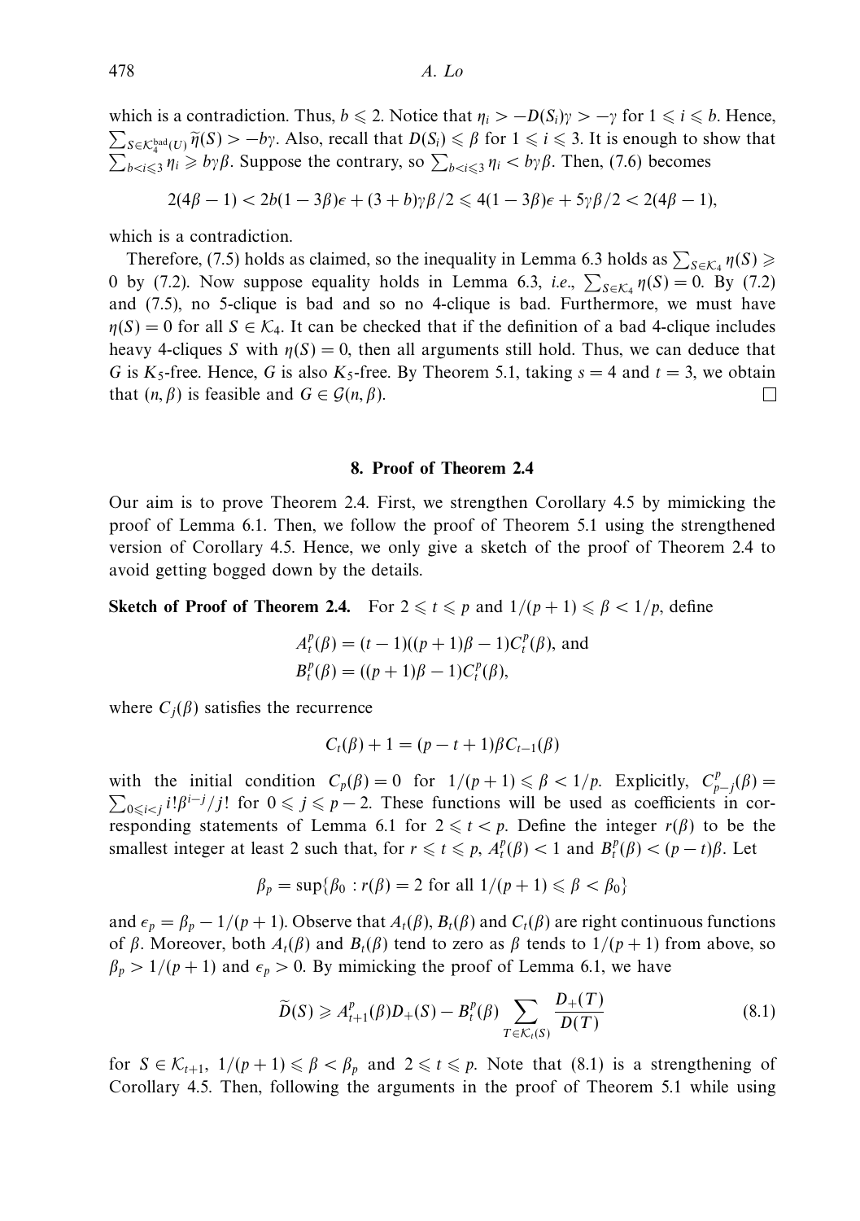which is a contradiction. Thus, $b \leqslant 2$. Notice that $\eta_i > -D(S_i)\gamma > -\gamma$ for $1 \leqslant i \leqslant b$. Hence, $\sum_{S\in\mathcal{K}_4^{\text{bad}}(U)} \widetilde{\eta}(S) > -b\gamma$. Also, recall that $D(S_i) \leqslant \beta$ for $1 \leqslant i \leqslant 3$. It is enough to show that $\sum_{b<i\leqslant 3} \eta_i \geqslant b\gamma\beta$. Suppose the contrary, so $\sum_{b<i\leqslant 3} \eta_i < b\gamma\beta$. Then, (7.6) becomes

$$2(4\beta - 1) < 2b(1-3\beta)\epsilon + (3+b)\gamma\beta/2 \leqslant 4(1-3\beta)\epsilon + 5\gamma\beta/2 < 2(4\beta-1),$$

which is a contradiction.

Therefore, (7.5) holds as claimed, so the inequality in Lemma 6.3 holds as $\sum_{S\in\mathcal{K}_4} \eta(S) \geqslant 0$ by (7.2). Now suppose equality holds in Lemma 6.3, *i.e.*, $\sum_{S\in\mathcal{K}_4} \eta(S) = 0$. By (7.2) and (7.5), no 5-clique is bad and so no 4-clique is bad. Furthermore, we must have $\eta(S) = 0$ for all $S \in \mathcal{K}_4$. It can be checked that if the definition of a bad 4-clique includes heavy 4-cliques $S$ with $\eta(S) = 0$, then all arguments still hold. Thus, we can deduce that $G$ is $K_5$-free. Hence, $G$ is also $K_5$-free. By Theorem 5.1, taking $s = 4$ and $t = 3$, we obtain that $(n, \beta)$ is feasible and $G \in \mathcal{G}(n, \beta)$. □

## 8. Proof of Theorem 2.4

Our aim is to prove Theorem 2.4. First, we strengthen Corollary 4.5 by mimicking the proof of Lemma 6.1. Then, we follow the proof of Theorem 5.1 using the strengthened version of Corollary 4.5. Hence, we only give a sketch of the proof of Theorem 2.4 to avoid getting bogged down by the details.

**Sketch of Proof of Theorem 2.4.** For $2 \leqslant t \leqslant p$ and $1/(p+1) \leqslant \beta < 1/p$, define

$$A_t^p(\beta) = (t-1)((p+1)\beta - 1)C_t^p(\beta), \text{ and}$$
$$B_t^p(\beta) = ((p+1)\beta - 1)C_t^p(\beta),$$

where $C_j(\beta)$ satisfies the recurrence

$$C_t(\beta) + 1 = (p - t + 1)\beta C_{t-1}(\beta)$$

with the initial condition $C_p(\beta) = 0$ for $1/(p+1) \leqslant \beta < 1/p$. Explicitly, $C_{p-j}^p(\beta) = \sum_{0\leqslant i<j} i!\beta^{i-j}/j!$ for $0 \leqslant j \leqslant p-2$. These functions will be used as coefficients in corresponding statements of Lemma 6.1 for $2 \leqslant t < p$. Define the integer $r(\beta)$ to be the smallest integer at least 2 such that, for $r \leqslant t \leqslant p$, $A_t^p(\beta) < 1$ and $B_t^p(\beta) < (p-t)\beta$. Let

$$\beta_p = \sup\{\beta_0 : r(\beta) = 2 \text{ for all } 1/(p+1) \leqslant \beta < \beta_0\}$$

and $\epsilon_p = \beta_p - 1/(p+1)$. Observe that $A_t(\beta)$, $B_t(\beta)$ and $C_t(\beta)$ are right continuous functions of $\beta$. Moreover, both $A_t(\beta)$ and $B_t(\beta)$ tend to zero as $\beta$ tends to $1/(p+1)$ from above, so $\beta_p > 1/(p+1)$ and $\epsilon_p > 0$. By mimicking the proof of Lemma 6.1, we have

$$\widetilde{D}(S) \geqslant A_{t+1}^p(\beta)D_+(S) - B_t^p(\beta) \sum_{T\in\mathcal{K}_t(S)} \frac{D_+(T)}{D(T)} \tag{8.1}$$

for $S \in \mathcal{K}_{t+1}$, $1/(p+1) \leqslant \beta < \beta_p$ and $2 \leqslant t \leqslant p$. Note that (8.1) is a strengthening of Corollary 4.5. Then, following the arguments in the proof of Theorem 5.1 while using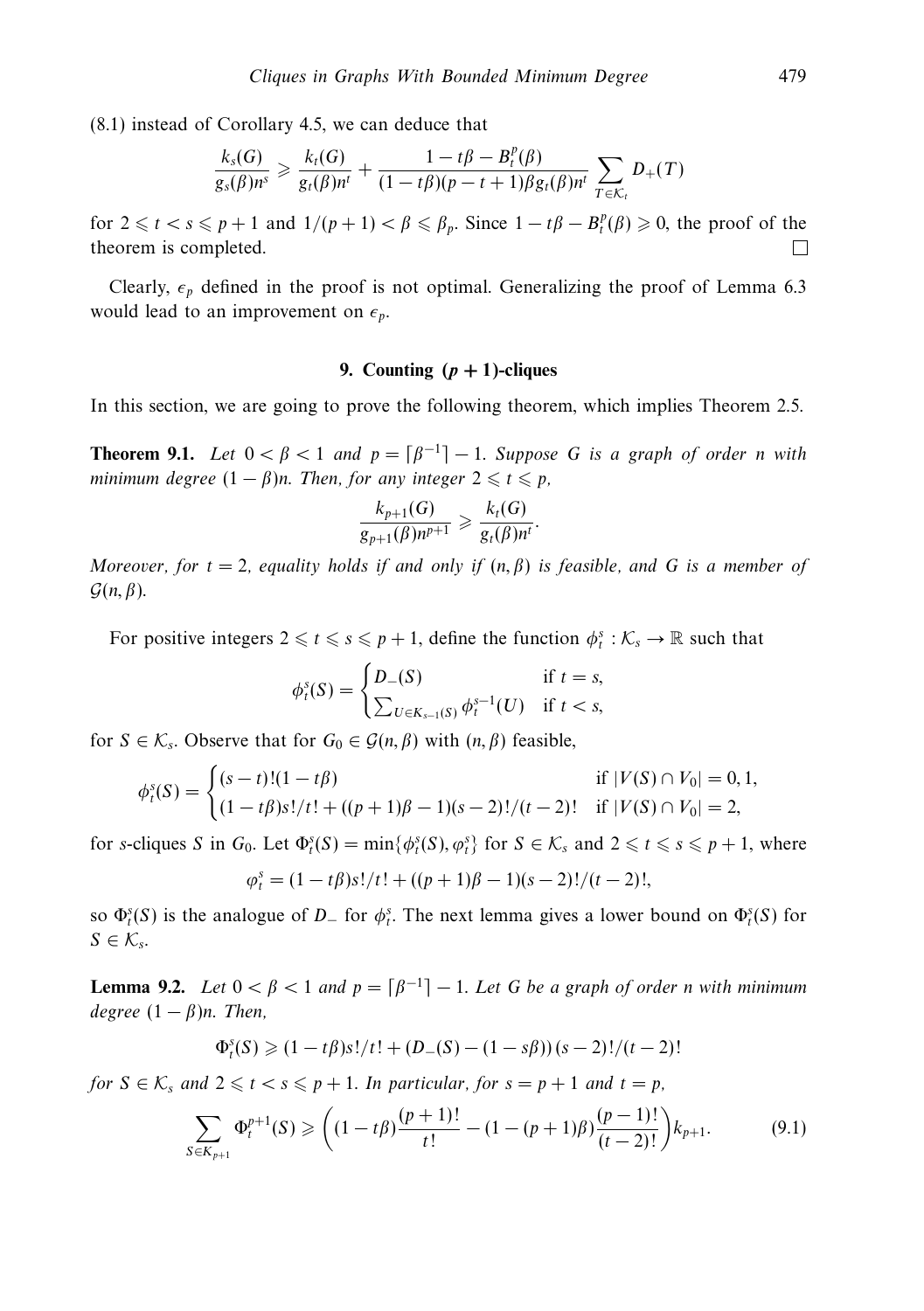(8.1) instead of Corollary 4.5, we can deduce that

$$\frac{k_s(G)}{g_s(\beta)n^s} \geqslant \frac{k_t(G)}{g_t(\beta)n^t} + \frac{1 - t\beta - B_t^p(\beta)}{(1 - t\beta)(p - t + 1)\beta g_t(\beta)n^t} \sum_{T \in \mathcal{K}_t} D_+(T)$$

for $2 \leqslant t < s \leqslant p + 1$ and $1/(p + 1) < \beta \leqslant \beta_p$. Since $1 - t\beta - B_t^p(\beta) \geqslant 0$, the proof of the theorem is completed. □

Clearly, $\epsilon_p$ defined in the proof is not optimal. Generalizing the proof of Lemma 6.3 would lead to an improvement on $\epsilon_p$.

## 9. Counting $(p + 1)$-cliques

In this section, we are going to prove the following theorem, which implies Theorem 2.5.

**Theorem 9.1.** *Let $0 < \beta < 1$ and $p = \lceil \beta^{-1} \rceil - 1$. Suppose $G$ is a graph of order $n$ with minimum degree $(1 - \beta)n$. Then, for any integer $2 \leqslant t \leqslant p$,*

$$\frac{k_{p+1}(G)}{g_{p+1}(\beta)n^{p+1}} \geqslant \frac{k_t(G)}{g_t(\beta)n^t}.$$

*Moreover, for $t = 2$, equality holds if and only if $(n, \beta)$ is feasible, and $G$ is a member of $\mathcal{G}(n, \beta)$.*

For positive integers $2 \leqslant t \leqslant s \leqslant p + 1$, define the function $\phi_t^s : \mathcal{K}_s \to \mathbb{R}$ such that

$$\phi_t^s(S) = \begin{cases} D_-(S) & \text{if } t = s, \\ \sum_{U \in K_{s-1}(S)} \phi_t^{s-1}(U) & \text{if } t < s, \end{cases}$$

for $S \in \mathcal{K}_s$. Observe that for $G_0 \in \mathcal{G}(n, \beta)$ with $(n, \beta)$ feasible,

$$\phi_t^s(S) = \begin{cases} (s - t)!(1 - t\beta) & \text{if } |V(S) \cap V_0| = 0, 1, \\ (1 - t\beta)s!/t! + ((p + 1)\beta - 1)(s - 2)!/(t - 2)! & \text{if } |V(S) \cap V_0| = 2, \end{cases}$$

for $s$-cliques $S$ in $G_0$. Let $\Phi_t^s(S) = \min\{\phi_t^s(S), \varphi_t^s\}$ for $S \in \mathcal{K}_s$ and $2 \leqslant t \leqslant s \leqslant p + 1$, where

$$\varphi_t^s = (1 - t\beta)s!/t! + ((p + 1)\beta - 1)(s - 2)!/(t - 2)!,$$

so $\Phi_t^s(S)$ is the analogue of $D_-$ for $\phi_t^s$. The next lemma gives a lower bound on $\Phi_t^s(S)$ for $S \in \mathcal{K}_s$.

**Lemma 9.2.** *Let $0 < \beta < 1$ and $p = \lceil \beta^{-1} \rceil - 1$. Let $G$ be a graph of order $n$ with minimum degree $(1 - \beta)n$. Then,*

$$\Phi_t^s(S) \geqslant (1 - t\beta)s!/t! + (D_-(S) - (1 - s\beta))\,(s - 2)!/(t - 2)!$$

*for $S \in \mathcal{K}_s$ and $2 \leqslant t < s \leqslant p + 1$. In particular, for $s = p + 1$ and $t = p$,*

$$\sum_{S \in K_{p+1}} \Phi_t^{p+1}(S) \geqslant \left( (1 - t\beta)\frac{(p + 1)!}{t!} - (1 - (p + 1)\beta)\frac{(p - 1)!}{(t - 2)!} \right) k_{p+1}. \tag{9.1}$$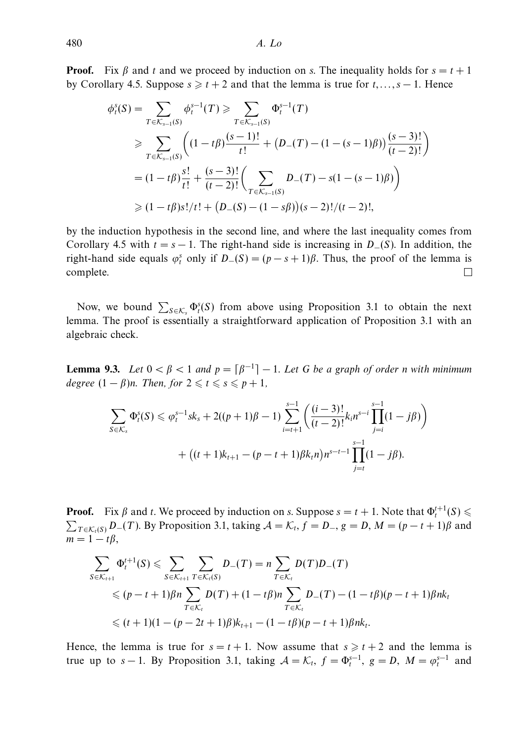**Proof.** Fix $\beta$ and $t$ and we proceed by induction on $s$. The inequality holds for $s = t+1$ by Corollary 4.5. Suppose $s \geqslant t+2$ and that the lemma is true for $t, \ldots, s-1$. Hence

$$
\begin{aligned}
\phi_t^s(S) &= \sum_{T \in \mathcal{K}_{s-1}(S)} \phi_t^{s-1}(T) \geqslant \sum_{T \in \mathcal{K}_{s-1}(S)} \Phi_t^{s-1}(T) \\
&\geqslant \sum_{T \in \mathcal{K}_{s-1}(S)} \left( (1 - t\beta)\frac{(s-1)!}{t!} + \big(D_-(T) - (1 - (s-1)\beta)\big)\frac{(s-3)!}{(t-2)!} \right) \\
&= (1 - t\beta)\frac{s!}{t!} + \frac{(s-3)!}{(t-2)!}\left( \sum_{T \in \mathcal{K}_{s-1}(S)} D_-(T) - s(1 - (s-1)\beta) \right) \\
&\geqslant (1 - t\beta)s!/t! + \big(D_-(S) - (1 - s\beta)\big)(s-2)!/(t-2)!,
\end{aligned}
$$

by the induction hypothesis in the second line, and where the last inequality comes from Corollary 4.5 with $t = s-1$. The right-hand side is increasing in $D_-(S)$. In addition, the right-hand side equals $\varphi_t^s$ only if $D_-(S) = (p - s + 1)\beta$. Thus, the proof of the lemma is complete. $\square$

Now, we bound $\sum_{S \in \mathcal{K}_s} \Phi_t^s(S)$ from above using Proposition 3.1 to obtain the next lemma. The proof is essentially a straightforward application of Proposition 3.1 with an algebraic check.

**Lemma 9.3.** *Let $0 < \beta < 1$ and $p = \lceil \beta^{-1} \rceil - 1$. Let $G$ be a graph of order $n$ with minimum degree $(1-\beta)n$. Then, for $2 \leqslant t \leqslant s \leqslant p+1$,*

$$
\begin{aligned}
\sum_{S \in \mathcal{K}_s} \Phi_t^s(S) \leqslant \varphi_t^{s-1} s k_s &+ 2((p+1)\beta - 1) \sum_{i=t+1}^{s-1} \left( \frac{(i-3)!}{(t-2)!} k_i n^{s-i} \prod_{j=i}^{s-1} (1 - j\beta) \right) \\
&+ \big((t+1)k_{t+1} - (p - t + 1)\beta k_t n\big) n^{s-t-1} \prod_{j=t}^{s-1} (1 - j\beta).
\end{aligned}
$$

**Proof.** Fix $\beta$ and $t$. We proceed by induction on $s$. Suppose $s = t+1$. Note that $\Phi_t^{t+1}(S) \leqslant \sum_{T \in \mathcal{K}_t(S)} D_-(T)$. By Proposition 3.1, taking $\mathcal{A} = \mathcal{K}_t$, $f = D_-$, $g = D$, $M = (p - t + 1)\beta$ and $m = 1 - t\beta$,

$$
\begin{aligned}
\sum_{S \in \mathcal{K}_{t+1}} \Phi_t^{t+1}(S) &\leqslant \sum_{S \in \mathcal{K}_{t+1}} \sum_{T \in \mathcal{K}_t(S)} D_-(T) = n \sum_{T \in \mathcal{K}_t} D(T) D_-(T) \\
&\leqslant (p - t + 1)\beta n \sum_{T \in \mathcal{K}_t} D(T) + (1 - t\beta) n \sum_{T \in \mathcal{K}_t} D_-(T) - (1 - t\beta)(p - t + 1)\beta n k_t \\
&\leqslant (t+1)(1 - (p - 2t + 1)\beta) k_{t+1} - (1 - t\beta)(p - t + 1)\beta n k_t.
\end{aligned}
$$

Hence, the lemma is true for $s = t+1$. Now assume that $s \geqslant t+2$ and the lemma is true up to $s-1$. By Proposition 3.1, taking $\mathcal{A} = \mathcal{K}_t$, $f = \Phi_t^{s-1}$, $g = D$, $M = \varphi_t^{s-1}$ and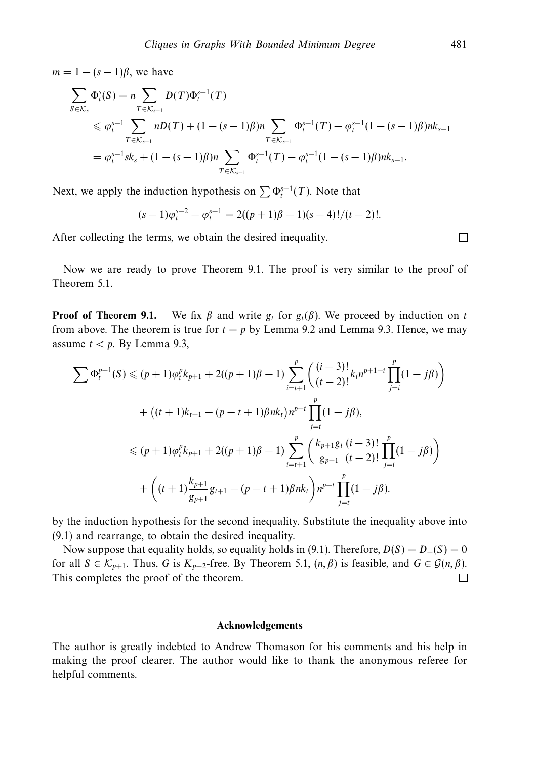$m = 1 - (s-1)\beta$, we have

$$
\begin{aligned}
\sum_{S \in \mathcal{K}_s} \Phi_t^s(S) &= n \sum_{T \in \mathcal{K}_{s-1}} D(T)\Phi_t^{s-1}(T) \\
&\leqslant \varphi_t^{s-1} \sum_{T \in \mathcal{K}_{s-1}} nD(T) + (1-(s-1)\beta)n \sum_{T \in \mathcal{K}_{s-1}} \Phi_t^{s-1}(T) - \varphi_t^{s-1}(1-(s-1)\beta)nk_{s-1} \\
&= \varphi_t^{s-1} sk_s + (1-(s-1)\beta)n \sum_{T \in \mathcal{K}_{s-1}} \Phi_t^{s-1}(T) - \varphi_t^{s-1}(1-(s-1)\beta)nk_{s-1}.
\end{aligned}
$$

Next, we apply the induction hypothesis on $\sum \Phi_t^{s-1}(T)$. Note that

$$
(s-1)\varphi_t^{s-2} - \varphi_t^{s-1} = 2((p+1)\beta - 1)(s-4)!/(t-2)!.
$$

After collecting the terms, we obtain the desired inequality. $\square$

Now we are ready to prove Theorem 9.1. The proof is very similar to the proof of Theorem 5.1.

**Proof of Theorem 9.1.** We fix $\beta$ and write $g_t$ for $g_t(\beta)$. We proceed by induction on $t$ from above. The theorem is true for $t = p$ by Lemma 9.2 and Lemma 9.3. Hence, we may assume $t < p$. By Lemma 9.3,

$$
\begin{aligned}
\sum \Phi_t^{p+1}(S) &\leqslant (p+1)\varphi_t^p k_{p+1} + 2((p+1)\beta - 1) \sum_{i=t+1}^{p} \left( \frac{(i-3)!}{(t-2)!} k_i n^{p+1-i} \prod_{j=i}^{p} (1 - j\beta) \right) \\
&\quad + \big((t+1)k_{t+1} - (p-t+1)\beta n k_t\big) n^{p-t} \prod_{j=t}^{p} (1 - j\beta), \\
&\leqslant (p+1)\varphi_t^p k_{p+1} + 2((p+1)\beta - 1) \sum_{i=t+1}^{p} \left( \frac{k_{p+1} g_i}{g_{p+1}} \frac{(i-3)!}{(t-2)!} \prod_{j=i}^{p} (1 - j\beta) \right) \\
&\quad + \left( (t+1) \frac{k_{p+1}}{g_{p+1}} g_{t+1} - (p-t+1)\beta n k_t \right) n^{p-t} \prod_{j=t}^{p} (1 - j\beta).
\end{aligned}
$$

by the induction hypothesis for the second inequality. Substitute the inequality above into (9.1) and rearrange, to obtain the desired inequality.

Now suppose that equality holds, so equality holds in (9.1). Therefore, $D(S) = D_-(S) = 0$ for all $S \in \mathcal{K}_{p+1}$. Thus, $G$ is $K_{p+2}$-free. By Theorem 5.1, $(n, \beta)$ is feasible, and $G \in \mathcal{G}(n, \beta)$. This completes the proof of the theorem. $\square$

## Acknowledgements

The author is greatly indebted to Andrew Thomason for his comments and his help in making the proof clearer. The author would like to thank the anonymous referee for helpful comments.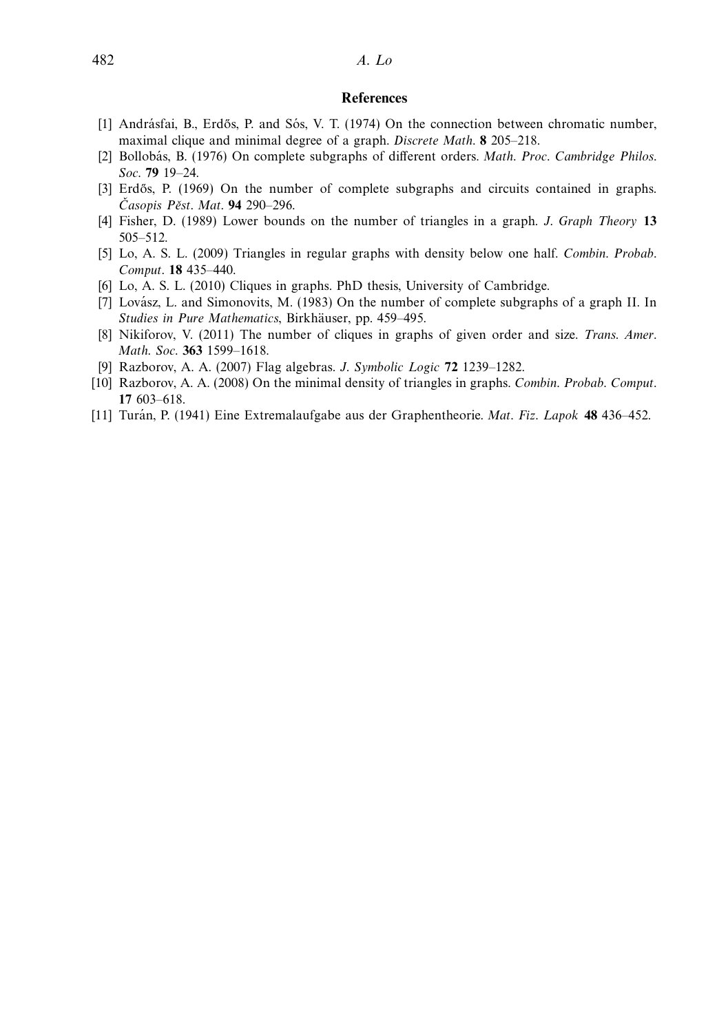## References

[1] Andrásfai, B., Erdős, P. and Sós, V. T. (1974) On the connection between chromatic number, maximal clique and minimal degree of a graph. *Discrete Math.* **8** 205–218.

[2] Bollobás, B. (1976) On complete subgraphs of different orders. *Math. Proc. Cambridge Philos. Soc.* **79** 19–24.

[3] Erdős, P. (1969) On the number of complete subgraphs and circuits contained in graphs. *Časopis Pěst. Mat.* **94** 290–296.

[4] Fisher, D. (1989) Lower bounds on the number of triangles in a graph. *J. Graph Theory* **13** 505–512.

[5] Lo, A. S. L. (2009) Triangles in regular graphs with density below one half. *Combin. Probab. Comput.* **18** 435–440.

[6] Lo, A. S. L. (2010) Cliques in graphs. PhD thesis, University of Cambridge.

[7] Lovász, L. and Simonovits, M. (1983) On the number of complete subgraphs of a graph II. In *Studies in Pure Mathematics*, Birkhäuser, pp. 459–495.

[8] Nikiforov, V. (2011) The number of cliques in graphs of given order and size. *Trans. Amer. Math. Soc.* **363** 1599–1618.

[9] Razborov, A. A. (2007) Flag algebras. *J. Symbolic Logic* **72** 1239–1282.

[10] Razborov, A. A. (2008) On the minimal density of triangles in graphs. *Combin. Probab. Comput.* **17** 603–618.

[11] Turán, P. (1941) Eine Extremalaufgabe aus der Graphentheorie. *Mat. Fiz. Lapok* **48** 436–452.